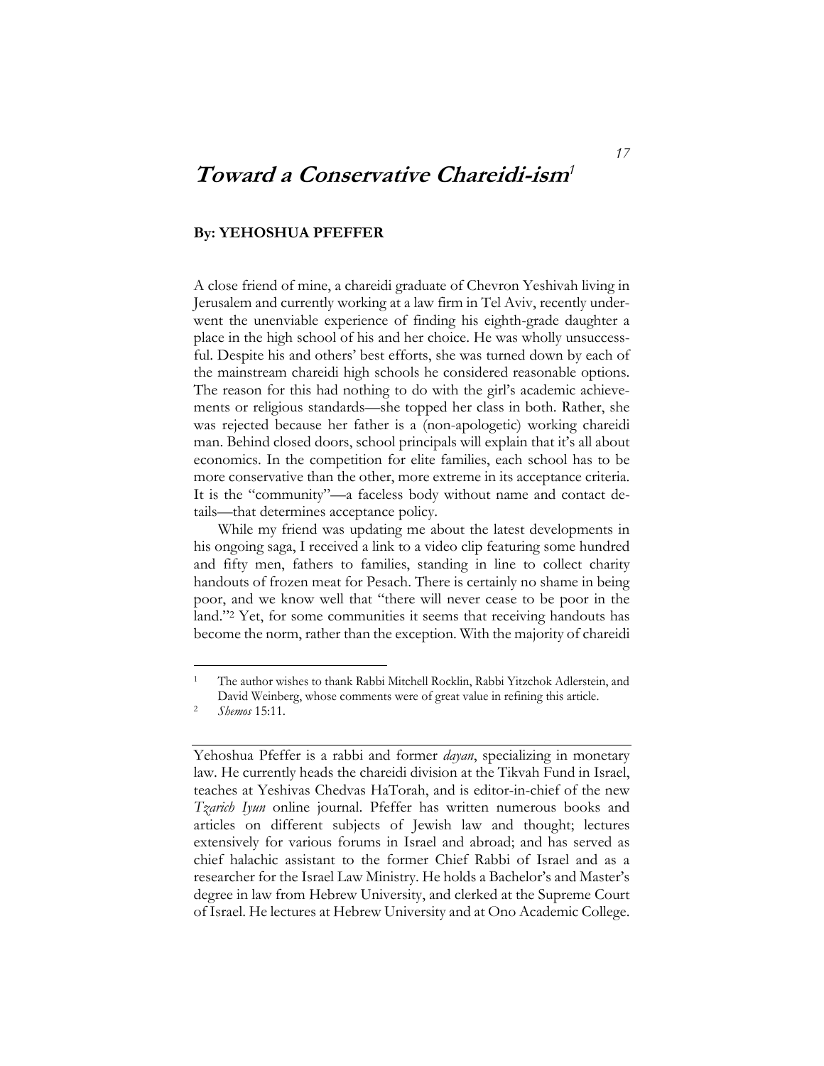# *Toward a Conservative Chareidi-ism*[1]

**By: YEHOSHUA PFEFFER**

A close friend of mine, a chareidi graduate of Chevron Yeshivah living in Jerusalem and currently working at a law firm in Tel Aviv, recently underwent the unenviable experience of finding his eighth-grade daughter a place in the high school of his and her choice. He was wholly unsuccessful. Despite his and others' best efforts, she was turned down by each of the mainstream chareidi high schools he considered reasonable options. The reason for this had nothing to do with the girl's academic achievements or religious standards—she topped her class in both. Rather, she was rejected because her father is a (non-apologetic) working chareidi man. Behind closed doors, school principals will explain that it's all about economics. In the competition for elite families, each school has to be more conservative than the other, more extreme in its acceptance criteria. It is the "community"—a faceless body without name and contact details—that determines acceptance policy.

While my friend was updating me about the latest developments in his ongoing saga, I received a link to a video clip featuring some hundred and fifty men, fathers to families, standing in line to collect charity handouts of frozen meat for Pesach. There is certainly no shame in being poor, and we know well that "there will never cease to be poor in the land."[2] Yet, for some communities it seems that receiving handouts has become the norm, rather than the exception. With the majority of chareidi

---

[1] The author wishes to thank Rabbi Mitchell Rocklin, Rabbi Yitzchok Adlerstein, and David Weinberg, whose comments were of great value in refining this article.

[2] *Shemos* 15:11.

---

Yehoshua Pfeffer is a rabbi and former *dayan*, specializing in monetary law. He currently heads the chareidi division at the Tikvah Fund in Israel, teaches at Yeshivas Chedvas HaTorah, and is editor-in-chief of the new *Tzarich Iyun* online journal. Pfeffer has written numerous books and articles on different subjects of Jewish law and thought; lectures extensively for various forums in Israel and abroad; and has served as chief halachic assistant to the former Chief Rabbi of Israel and as a researcher for the Israel Law Ministry. He holds a Bachelor's and Master's degree in law from Hebrew University, and clerked at the Supreme Court of Israel. He lectures at Hebrew University and at Ono Academic College.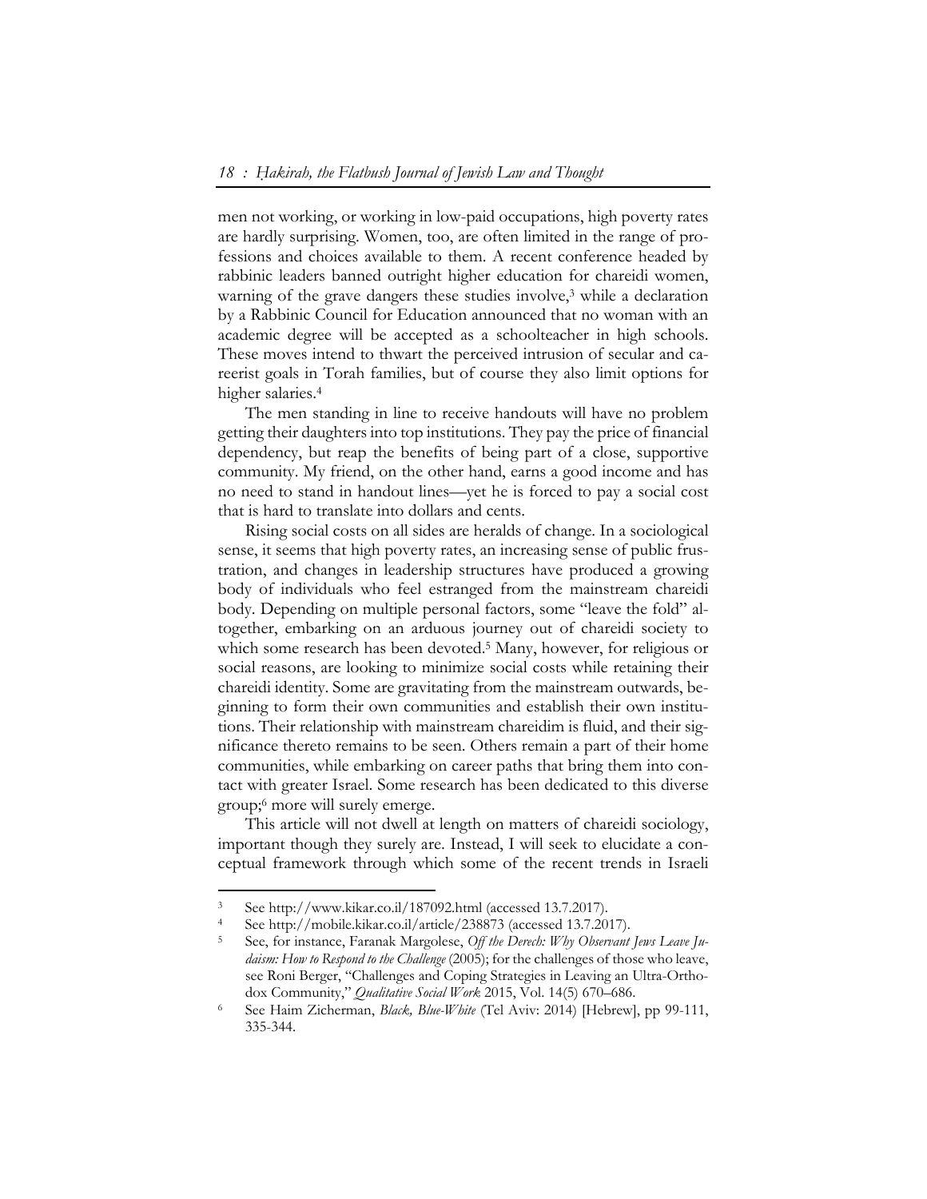men not working, or working in low-paid occupations, high poverty rates are hardly surprising. Women, too, are often limited in the range of professions and choices available to them. A recent conference headed by rabbinic leaders banned outright higher education for chareidi women, warning of the grave dangers these studies involve,[3] while a declaration by a Rabbinic Council for Education announced that no woman with an academic degree will be accepted as a schoolteacher in high schools. These moves intend to thwart the perceived intrusion of secular and careerist goals in Torah families, but of course they also limit options for higher salaries.[4]

The men standing in line to receive handouts will have no problem getting their daughters into top institutions. They pay the price of financial dependency, but reap the benefits of being part of a close, supportive community. My friend, on the other hand, earns a good income and has no need to stand in handout lines—yet he is forced to pay a social cost that is hard to translate into dollars and cents.

Rising social costs on all sides are heralds of change. In a sociological sense, it seems that high poverty rates, an increasing sense of public frustration, and changes in leadership structures have produced a growing body of individuals who feel estranged from the mainstream chareidi body. Depending on multiple personal factors, some "leave the fold" altogether, embarking on an arduous journey out of chareidi society to which some research has been devoted.[5] Many, however, for religious or social reasons, are looking to minimize social costs while retaining their chareidi identity. Some are gravitating from the mainstream outwards, beginning to form their own communities and establish their own institutions. Their relationship with mainstream chareidim is fluid, and their significance thereto remains to be seen. Others remain a part of their home communities, while embarking on career paths that bring them into contact with greater Israel. Some research has been dedicated to this diverse group;[6] more will surely emerge.

This article will not dwell at length on matters of chareidi sociology, important though they surely are. Instead, I will seek to elucidate a conceptual framework through which some of the recent trends in Israeli

---

[3] See http://www.kikar.co.il/187092.html (accessed 13.7.2017).

[4] See http://mobile.kikar.co.il/article/238873 (accessed 13.7.2017).

[5] See, for instance, Faranak Margolese, *Off the Derech: Why Observant Jews Leave Judaism: How to Respond to the Challenge* (2005); for the challenges of those who leave, see Roni Berger, "Challenges and Coping Strategies in Leaving an Ultra-Orthodox Community," *Qualitative Social Work* 2015, Vol. 14(5) 670–686.

[6] See Haim Zicherman, *Black, Blue-White* (Tel Aviv: 2014) [Hebrew], pp 99-111, 335-344.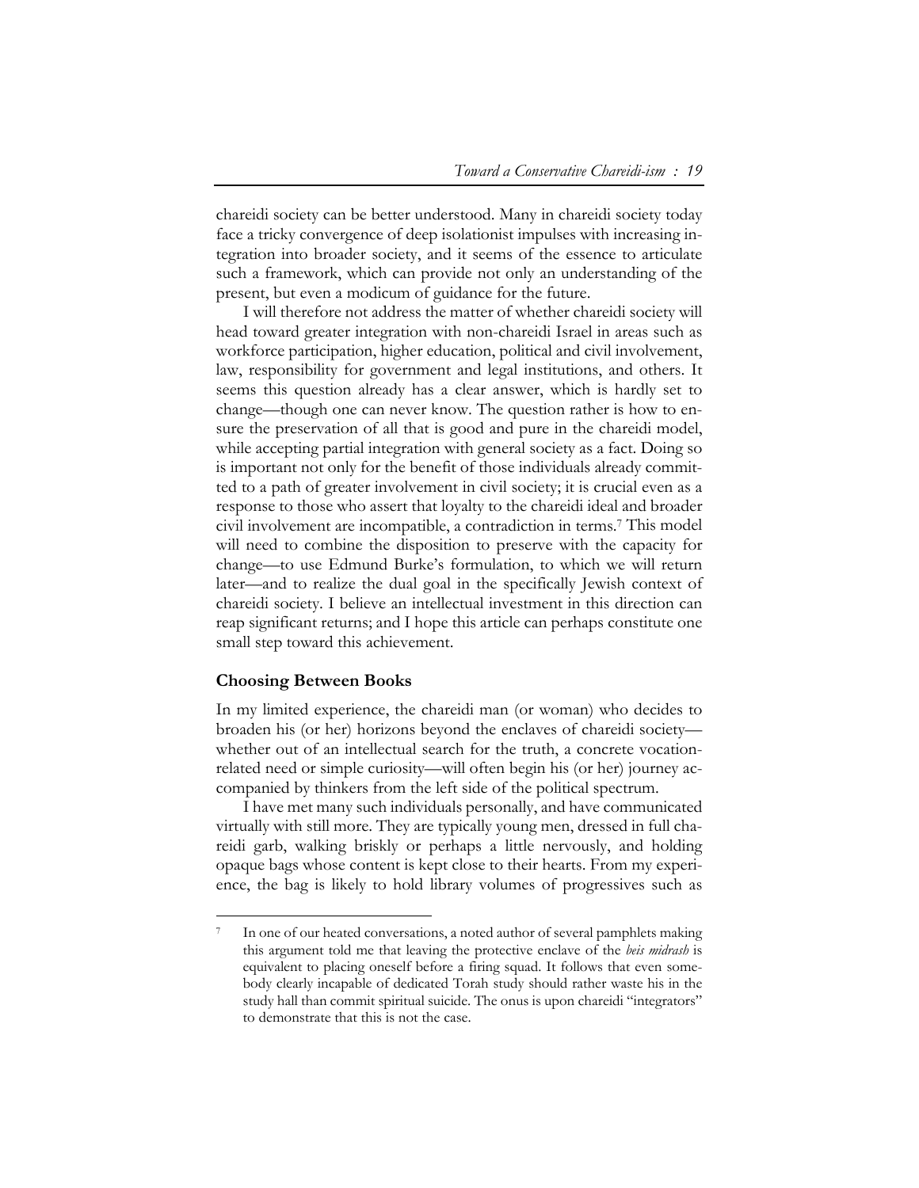chareidi society can be better understood. Many in chareidi society today face a tricky convergence of deep isolationist impulses with increasing integration into broader society, and it seems of the essence to articulate such a framework, which can provide not only an understanding of the present, but even a modicum of guidance for the future.

I will therefore not address the matter of whether chareidi society will head toward greater integration with non-chareidi Israel in areas such as workforce participation, higher education, political and civil involvement, law, responsibility for government and legal institutions, and others. It seems this question already has a clear answer, which is hardly set to change—though one can never know. The question rather is how to ensure the preservation of all that is good and pure in the chareidi model, while accepting partial integration with general society as a fact. Doing so is important not only for the benefit of those individuals already committed to a path of greater involvement in civil society; it is crucial even as a response to those who assert that loyalty to the chareidi ideal and broader civil involvement are incompatible, a contradiction in terms.[7] This model will need to combine the disposition to preserve with the capacity for change—to use Edmund Burke's formulation, to which we will return later—and to realize the dual goal in the specifically Jewish context of chareidi society. I believe an intellectual investment in this direction can reap significant returns; and I hope this article can perhaps constitute one small step toward this achievement.

## Choosing Between Books

In my limited experience, the chareidi man (or woman) who decides to broaden his (or her) horizons beyond the enclaves of chareidi society—whether out of an intellectual search for the truth, a concrete vocation-related need or simple curiosity—will often begin his (or her) journey accompanied by thinkers from the left side of the political spectrum.

I have met many such individuals personally, and have communicated virtually with still more. They are typically young men, dressed in full chareidi garb, walking briskly or perhaps a little nervously, and holding opaque bags whose content is kept close to their hearts. From my experience, the bag is likely to hold library volumes of progressives such as

---

[7] In one of our heated conversations, a noted author of several pamphlets making this argument told me that leaving the protective enclave of the *beis midrash* is equivalent to placing oneself before a firing squad. It follows that even somebody clearly incapable of dedicated Torah study should rather waste his in the study hall than commit spiritual suicide. The onus is upon chareidi "integrators" to demonstrate that this is not the case.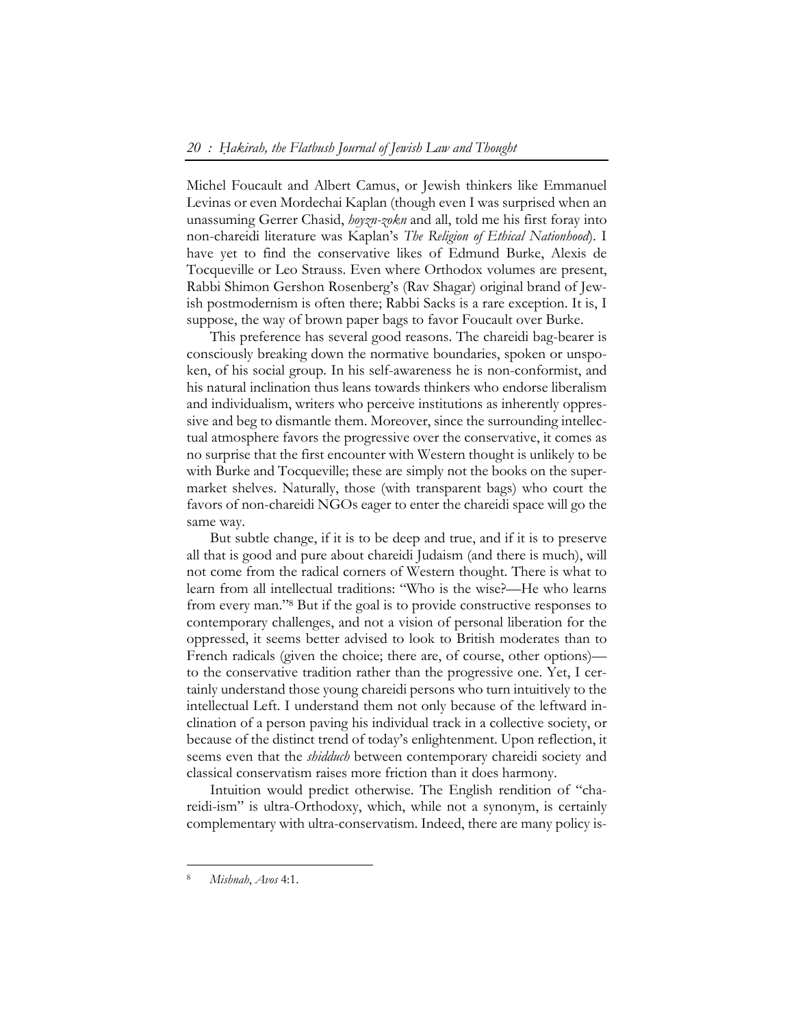Michel Foucault and Albert Camus, or Jewish thinkers like Emmanuel Levinas or even Mordechai Kaplan (though even I was surprised when an unassuming Gerrer Chasid, *hoyzn-zokn* and all, told me his first foray into non-chareidi literature was Kaplan's *The Religion of Ethical Nationhood*). I have yet to find the conservative likes of Edmund Burke, Alexis de Tocqueville or Leo Strauss. Even where Orthodox volumes are present, Rabbi Shimon Gershon Rosenberg's (Rav Shagar) original brand of Jewish postmodernism is often there; Rabbi Sacks is a rare exception. It is, I suppose, the way of brown paper bags to favor Foucault over Burke.

This preference has several good reasons. The chareidi bag-bearer is consciously breaking down the normative boundaries, spoken or unspoken, of his social group. In his self-awareness he is non-conformist, and his natural inclination thus leans towards thinkers who endorse liberalism and individualism, writers who perceive institutions as inherently oppressive and beg to dismantle them. Moreover, since the surrounding intellectual atmosphere favors the progressive over the conservative, it comes as no surprise that the first encounter with Western thought is unlikely to be with Burke and Tocqueville; these are simply not the books on the supermarket shelves. Naturally, those (with transparent bags) who court the favors of non-chareidi NGOs eager to enter the chareidi space will go the same way.

But subtle change, if it is to be deep and true, and if it is to preserve all that is good and pure about chareidi Judaism (and there is much), will not come from the radical corners of Western thought. There is what to learn from all intellectual traditions: "Who is the wise?—He who learns from every man."[8] But if the goal is to provide constructive responses to contemporary challenges, and not a vision of personal liberation for the oppressed, it seems better advised to look to British moderates than to French radicals (given the choice; there are, of course, other options)—to the conservative tradition rather than the progressive one. Yet, I certainly understand those young chareidi persons who turn intuitively to the intellectual Left. I understand them not only because of the leftward inclination of a person paving his individual track in a collective society, or because of the distinct trend of today's enlightenment. Upon reflection, it seems even that the *shidduch* between contemporary chareidi society and classical conservatism raises more friction than it does harmony.

Intuition would predict otherwise. The English rendition of "chareidi-ism" is ultra-Orthodoxy, which, while not a synonym, is certainly complementary with ultra-conservatism. Indeed, there are many policy is-

---

[8] *Mishnah*, *Avos* 4:1.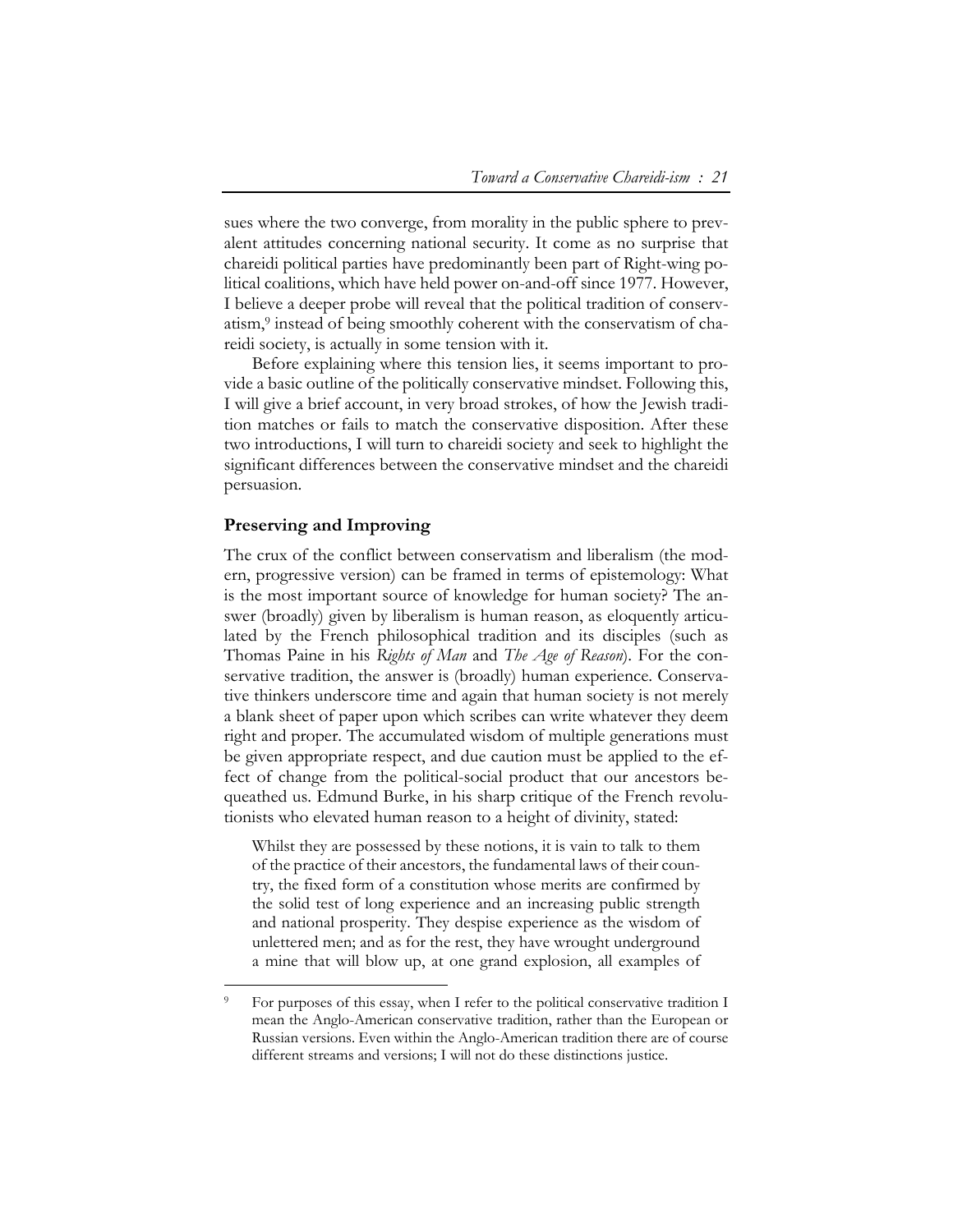sues where the two converge, from morality in the public sphere to prevalent attitudes concerning national security. It come as no surprise that chareidi political parties have predominantly been part of Right-wing political coalitions, which have held power on-and-off since 1977. However, I believe a deeper probe will reveal that the political tradition of conservatism,[9] instead of being smoothly coherent with the conservatism of chareidi society, is actually in some tension with it.

Before explaining where this tension lies, it seems important to provide a basic outline of the politically conservative mindset. Following this, I will give a brief account, in very broad strokes, of how the Jewish tradition matches or fails to match the conservative disposition. After these two introductions, I will turn to chareidi society and seek to highlight the significant differences between the conservative mindset and the chareidi persuasion.

## Preserving and Improving

The crux of the conflict between conservatism and liberalism (the modern, progressive version) can be framed in terms of epistemology: What is the most important source of knowledge for human society? The answer (broadly) given by liberalism is human reason, as eloquently articulated by the French philosophical tradition and its disciples (such as Thomas Paine in his *Rights of Man* and *The Age of Reason*). For the conservative tradition, the answer is (broadly) human experience. Conservative thinkers underscore time and again that human society is not merely a blank sheet of paper upon which scribes can write whatever they deem right and proper. The accumulated wisdom of multiple generations must be given appropriate respect, and due caution must be applied to the effect of change from the political-social product that our ancestors bequeathed us. Edmund Burke, in his sharp critique of the French revolutionists who elevated human reason to a height of divinity, stated:

> Whilst they are possessed by these notions, it is vain to talk to them of the practice of their ancestors, the fundamental laws of their country, the fixed form of a constitution whose merits are confirmed by the solid test of long experience and an increasing public strength and national prosperity. They despise experience as the wisdom of unlettered men; and as for the rest, they have wrought underground a mine that will blow up, at one grand explosion, all examples of

[9] For purposes of this essay, when I refer to the political conservative tradition I mean the Anglo-American conservative tradition, rather than the European or Russian versions. Even within the Anglo-American tradition there are of course different streams and versions; I will not do these distinctions justice.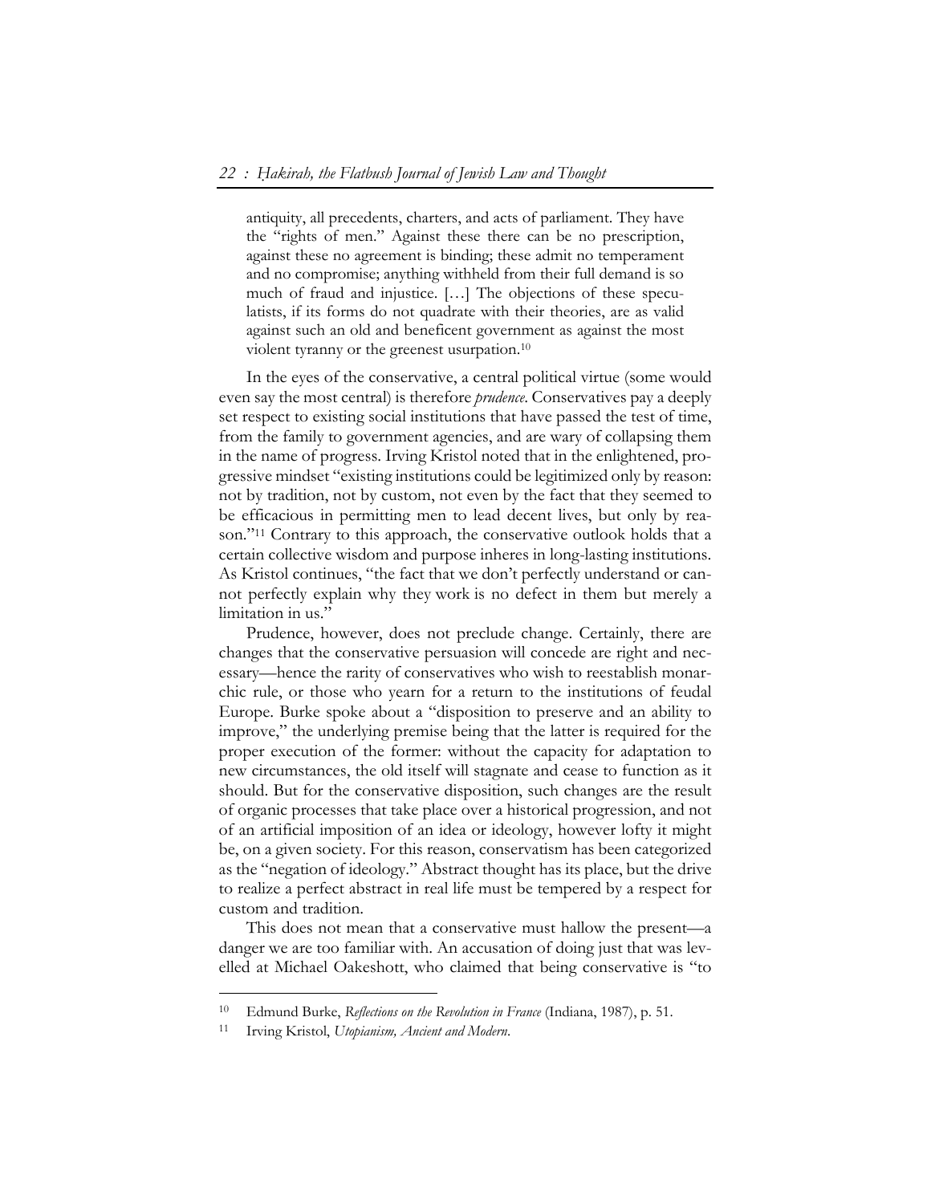> antiquity, all precedents, charters, and acts of parliament. They have the "rights of men." Against these there can be no prescription, against these no agreement is binding; these admit no temperament and no compromise; anything withheld from their full demand is so much of fraud and injustice. […] The objections of these speculatists, if its forms do not quadrate with their theories, are as valid against such an old and beneficent government as against the most violent tyranny or the greenest usurpation.[10]

In the eyes of the conservative, a central political virtue (some would even say the most central) is therefore *prudence*. Conservatives pay a deeply set respect to existing social institutions that have passed the test of time, from the family to government agencies, and are wary of collapsing them in the name of progress. Irving Kristol noted that in the enlightened, progressive mindset "existing institutions could be legitimized only by reason: not by tradition, not by custom, not even by the fact that they seemed to be efficacious in permitting men to lead decent lives, but only by reason."[11] Contrary to this approach, the conservative outlook holds that a certain collective wisdom and purpose inheres in long-lasting institutions. As Kristol continues, "the fact that we don't perfectly understand or cannot perfectly explain why they work is no defect in them but merely a limitation in us."

Prudence, however, does not preclude change. Certainly, there are changes that the conservative persuasion will concede are right and necessary—hence the rarity of conservatives who wish to reestablish monarchic rule, or those who yearn for a return to the institutions of feudal Europe. Burke spoke about a "disposition to preserve and an ability to improve," the underlying premise being that the latter is required for the proper execution of the former: without the capacity for adaptation to new circumstances, the old itself will stagnate and cease to function as it should. But for the conservative disposition, such changes are the result of organic processes that take place over a historical progression, and not of an artificial imposition of an idea or ideology, however lofty it might be, on a given society. For this reason, conservatism has been categorized as the "negation of ideology." Abstract thought has its place, but the drive to realize a perfect abstract in real life must be tempered by a respect for custom and tradition.

This does not mean that a conservative must hallow the present—a danger we are too familiar with. An accusation of doing just that was levelled at Michael Oakeshott, who claimed that being conservative is "to

---

[10] Edmund Burke, *Reflections on the Revolution in France* (Indiana, 1987), p. 51.

[11] Irving Kristol, *Utopianism, Ancient and Modern*.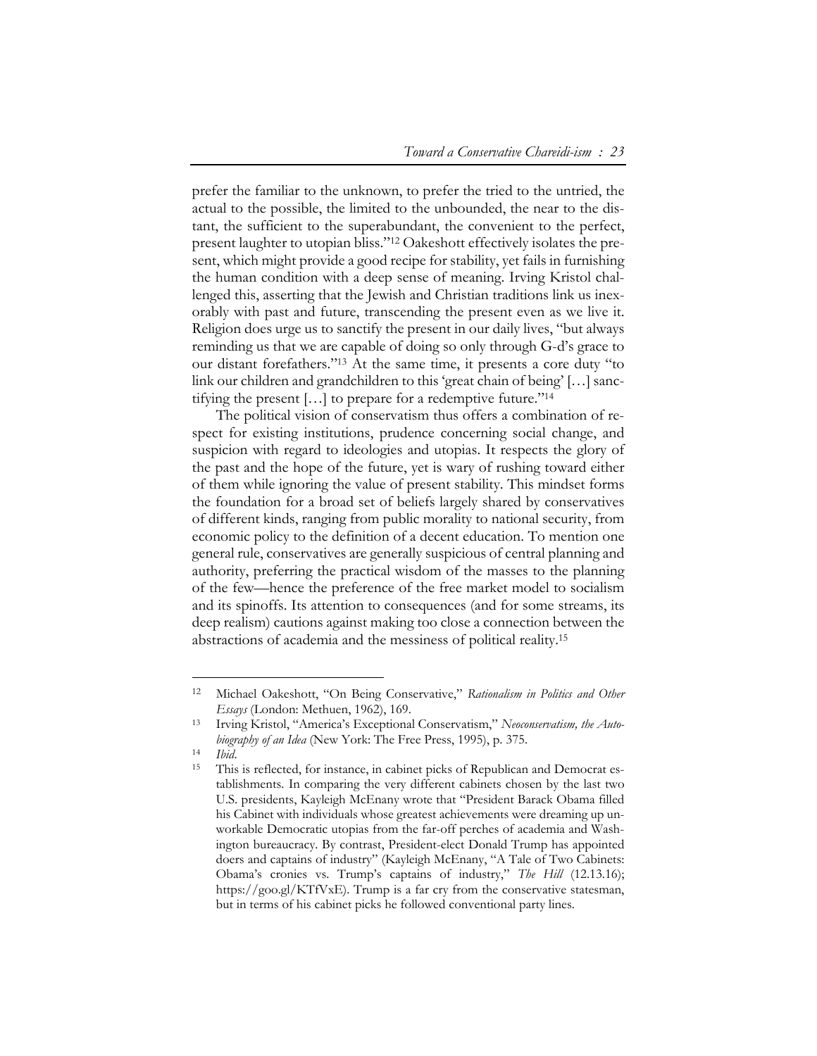prefer the familiar to the unknown, to prefer the tried to the untried, the actual to the possible, the limited to the unbounded, the near to the distant, the sufficient to the superabundant, the convenient to the perfect, present laughter to utopian bliss."[12] Oakeshott effectively isolates the present, which might provide a good recipe for stability, yet fails in furnishing the human condition with a deep sense of meaning. Irving Kristol challenged this, asserting that the Jewish and Christian traditions link us inexorably with past and future, transcending the present even as we live it. Religion does urge us to sanctify the present in our daily lives, "but always reminding us that we are capable of doing so only through G-d's grace to our distant forefathers."[13] At the same time, it presents a core duty "to link our children and grandchildren to this 'great chain of being' […] sanctifying the present […] to prepare for a redemptive future."[14]

The political vision of conservatism thus offers a combination of respect for existing institutions, prudence concerning social change, and suspicion with regard to ideologies and utopias. It respects the glory of the past and the hope of the future, yet is wary of rushing toward either of them while ignoring the value of present stability. This mindset forms the foundation for a broad set of beliefs largely shared by conservatives of different kinds, ranging from public morality to national security, from economic policy to the definition of a decent education. To mention one general rule, conservatives are generally suspicious of central planning and authority, preferring the practical wisdom of the masses to the planning of the few—hence the preference of the free market model to socialism and its spinoffs. Its attention to consequences (and for some streams, its deep realism) cautions against making too close a connection between the abstractions of academia and the messiness of political reality.[15]

---

[12] Michael Oakeshott, "On Being Conservative," *Rationalism in Politics and Other Essays* (London: Methuen, 1962), 169.

[13] Irving Kristol, "America's Exceptional Conservatism," *Neoconservatism, the Autobiography of an Idea* (New York: The Free Press, 1995), p. 375.

[14] *Ibid*.

[15] This is reflected, for instance, in cabinet picks of Republican and Democrat establishments. In comparing the very different cabinets chosen by the last two U.S. presidents, Kayleigh McEnany wrote that "President Barack Obama filled his Cabinet with individuals whose greatest achievements were dreaming up unworkable Democratic utopias from the far-off perches of academia and Washington bureaucracy. By contrast, President-elect Donald Trump has appointed doers and captains of industry" (Kayleigh McEnany, "A Tale of Two Cabinets: Obama's cronies vs. Trump's captains of industry," *The Hill* (12.13.16); https://goo.gl/KTfVxE). Trump is a far cry from the conservative statesman, but in terms of his cabinet picks he followed conventional party lines.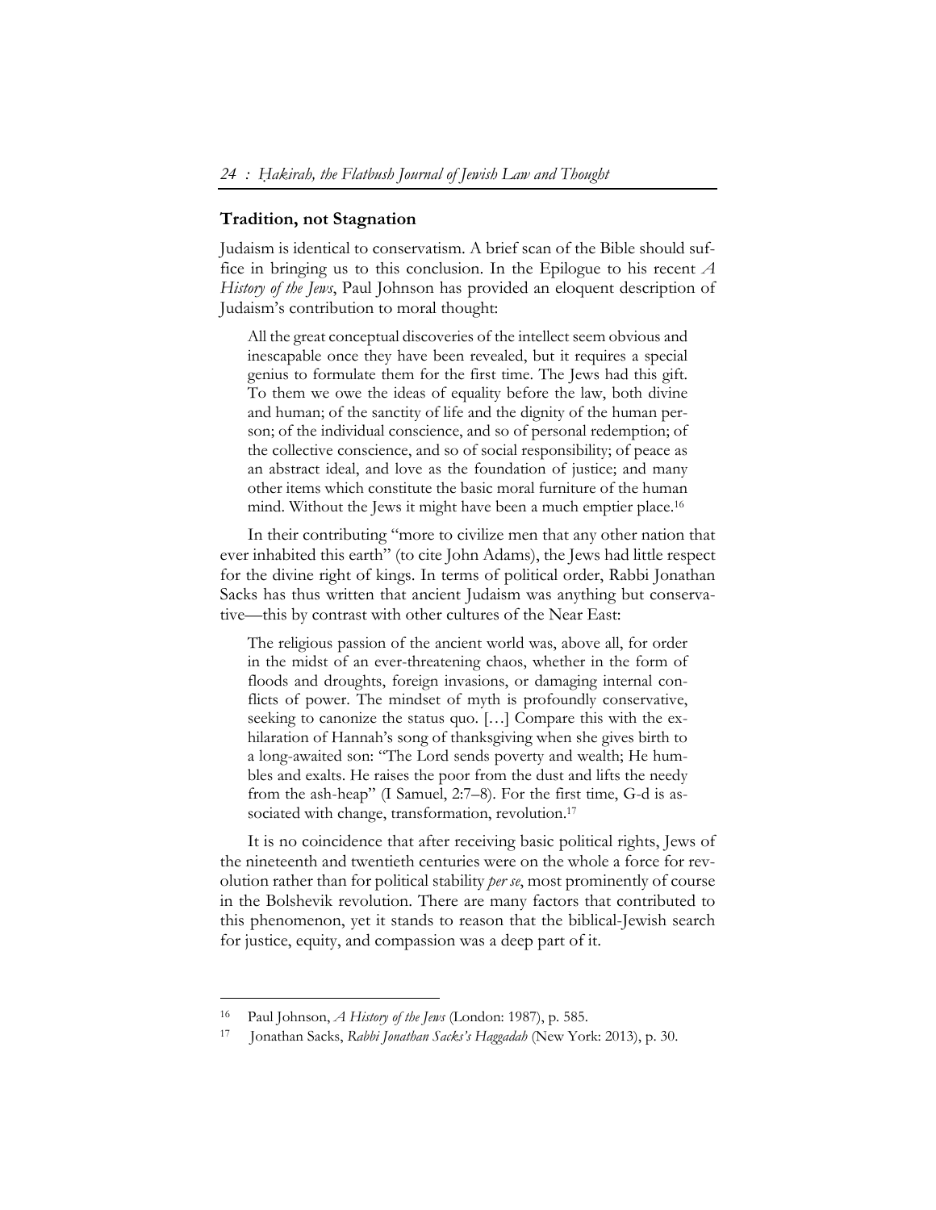## Tradition, not Stagnation

Judaism is identical to conservatism. A brief scan of the Bible should suffice in bringing us to this conclusion. In the Epilogue to his recent *A History of the Jews*, Paul Johnson has provided an eloquent description of Judaism's contribution to moral thought:

> All the great conceptual discoveries of the intellect seem obvious and inescapable once they have been revealed, but it requires a special genius to formulate them for the first time. The Jews had this gift. To them we owe the ideas of equality before the law, both divine and human; of the sanctity of life and the dignity of the human person; of the individual conscience, and so of personal redemption; of the collective conscience, and so of social responsibility; of peace as an abstract ideal, and love as the foundation of justice; and many other items which constitute the basic moral furniture of the human mind. Without the Jews it might have been a much emptier place.[16]

In their contributing "more to civilize men that any other nation that ever inhabited this earth" (to cite John Adams), the Jews had little respect for the divine right of kings. In terms of political order, Rabbi Jonathan Sacks has thus written that ancient Judaism was anything but conservative—this by contrast with other cultures of the Near East:

> The religious passion of the ancient world was, above all, for order in the midst of an ever-threatening chaos, whether in the form of floods and droughts, foreign invasions, or damaging internal conflicts of power. The mindset of myth is profoundly conservative, seeking to canonize the status quo. […] Compare this with the exhilaration of Hannah's song of thanksgiving when she gives birth to a long-awaited son: "The Lord sends poverty and wealth; He humbles and exalts. He raises the poor from the dust and lifts the needy from the ash-heap" (I Samuel, 2:7–8). For the first time, G-d is associated with change, transformation, revolution.[17]

It is no coincidence that after receiving basic political rights, Jews of the nineteenth and twentieth centuries were on the whole a force for revolution rather than for political stability *per se*, most prominently of course in the Bolshevik revolution. There are many factors that contributed to this phenomenon, yet it stands to reason that the biblical-Jewish search for justice, equity, and compassion was a deep part of it.

---

[16] Paul Johnson, *A History of the Jews* (London: 1987), p. 585.

[17] Jonathan Sacks, *Rabbi Jonathan Sacks's Haggadah* (New York: 2013), p. 30.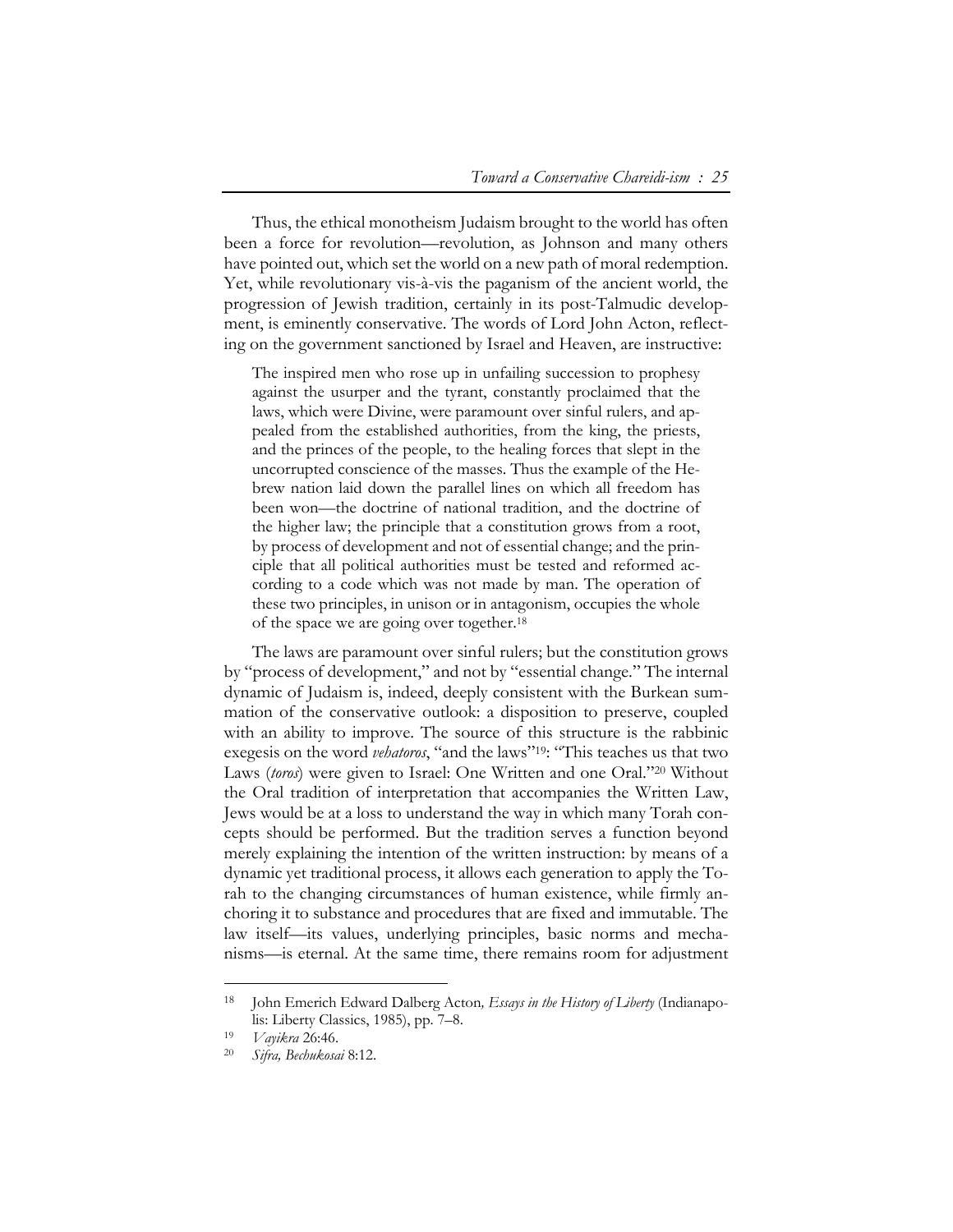Thus, the ethical monotheism Judaism brought to the world has often been a force for revolution—revolution, as Johnson and many others have pointed out, which set the world on a new path of moral redemption. Yet, while revolutionary vis-à-vis the paganism of the ancient world, the progression of Jewish tradition, certainly in its post-Talmudic development, is eminently conservative. The words of Lord John Acton, reflecting on the government sanctioned by Israel and Heaven, are instructive:

> The inspired men who rose up in unfailing succession to prophesy against the usurper and the tyrant, constantly proclaimed that the laws, which were Divine, were paramount over sinful rulers, and appealed from the established authorities, from the king, the priests, and the princes of the people, to the healing forces that slept in the uncorrupted conscience of the masses. Thus the example of the Hebrew nation laid down the parallel lines on which all freedom has been won—the doctrine of national tradition, and the doctrine of the higher law; the principle that a constitution grows from a root, by process of development and not of essential change; and the principle that all political authorities must be tested and reformed according to a code which was not made by man. The operation of these two principles, in unison or in antagonism, occupies the whole of the space we are going over together.[18]

The laws are paramount over sinful rulers; but the constitution grows by "process of development," and not by "essential change." The internal dynamic of Judaism is, indeed, deeply consistent with the Burkean summation of the conservative outlook: a disposition to preserve, coupled with an ability to improve. The source of this structure is the rabbinic exegesis on the word *vehatoros*, "and the laws"[19]: "This teaches us that two Laws (*toros*) were given to Israel: One Written and one Oral."[20] Without the Oral tradition of interpretation that accompanies the Written Law, Jews would be at a loss to understand the way in which many Torah concepts should be performed. But the tradition serves a function beyond merely explaining the intention of the written instruction: by means of a dynamic yet traditional process, it allows each generation to apply the Torah to the changing circumstances of human existence, while firmly anchoring it to substance and procedures that are fixed and immutable. The law itself—its values, underlying principles, basic norms and mechanisms—is eternal. At the same time, there remains room for adjustment

---

[18] John Emerich Edward Dalberg Acton*, Essays in the History of Liberty* (Indianapolis: Liberty Classics, 1985), pp. 7–8.

[19] *Vayikra* 26:46.

[20] *Sifra, Bechukosai* 8:12.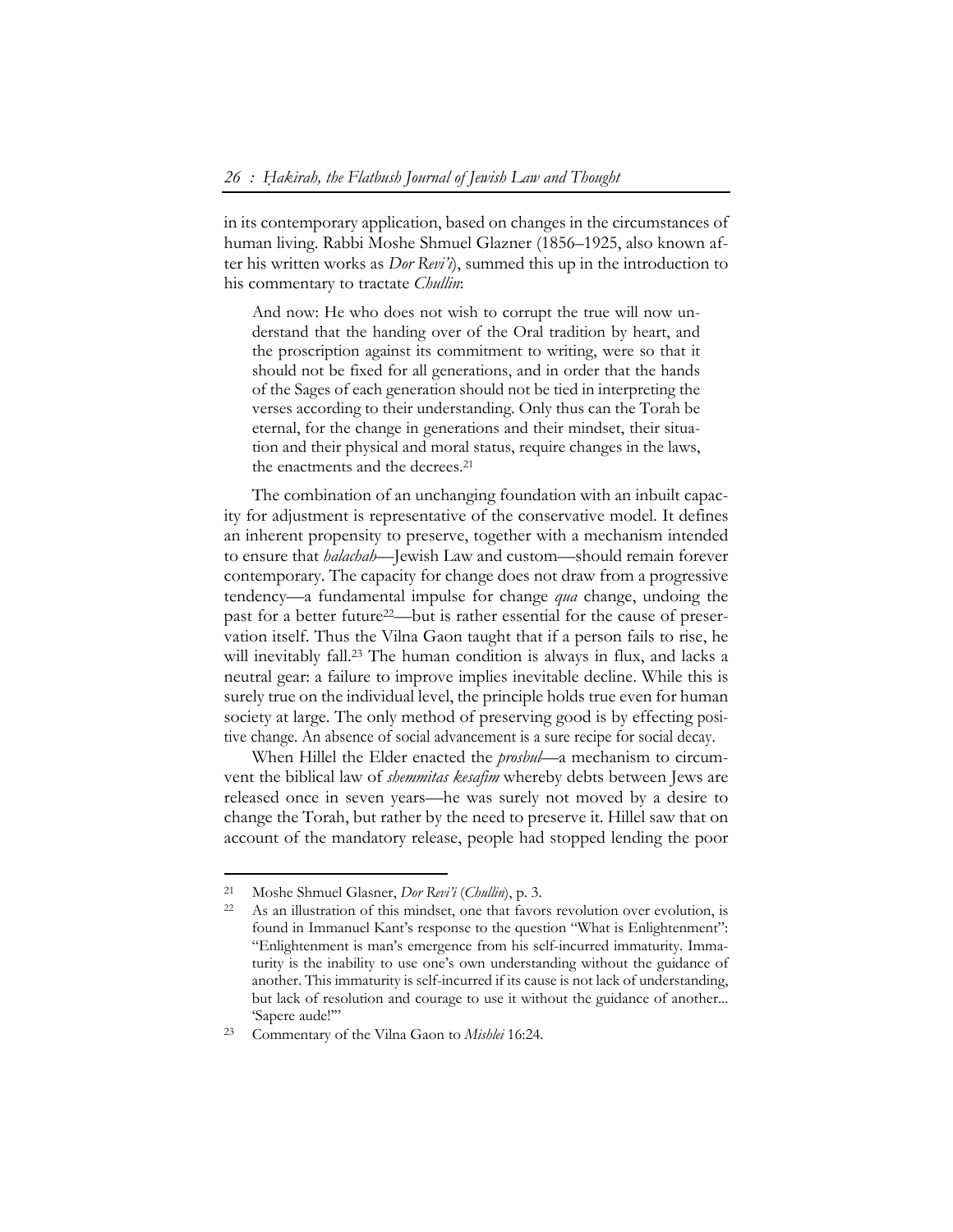in its contemporary application, based on changes in the circumstances of human living. Rabbi Moshe Shmuel Glazner (1856–1925, also known after his written works as *Dor Revi'i*), summed this up in the introduction to his commentary to tractate *Chullin*:

> And now: He who does not wish to corrupt the true will now understand that the handing over of the Oral tradition by heart, and the proscription against its commitment to writing, were so that it should not be fixed for all generations, and in order that the hands of the Sages of each generation should not be tied in interpreting the verses according to their understanding. Only thus can the Torah be eternal, for the change in generations and their mindset, their situation and their physical and moral status, require changes in the laws, the enactments and the decrees.[21]

The combination of an unchanging foundation with an inbuilt capacity for adjustment is representative of the conservative model. It defines an inherent propensity to preserve, together with a mechanism intended to ensure that *halachah*—Jewish Law and custom—should remain forever contemporary. The capacity for change does not draw from a progressive tendency—a fundamental impulse for change *qua* change, undoing the past for a better future[22]—but is rather essential for the cause of preservation itself. Thus the Vilna Gaon taught that if a person fails to rise, he will inevitably fall.[23] The human condition is always in flux, and lacks a neutral gear: a failure to improve implies inevitable decline. While this is surely true on the individual level, the principle holds true even for human society at large. The only method of preserving good is by effecting positive change. An absence of social advancement is a sure recipe for social decay.

When Hillel the Elder enacted the *prosbul*—a mechanism to circumvent the biblical law of *shemmitas kesafim* whereby debts between Jews are released once in seven years—he was surely not moved by a desire to change the Torah, but rather by the need to preserve it. Hillel saw that on account of the mandatory release, people had stopped lending the poor

---

[21] Moshe Shmuel Glasner, *Dor Revi'i* (*Chullin*), p. 3.

[22] As an illustration of this mindset, one that favors revolution over evolution, is found in Immanuel Kant's response to the question "What is Enlightenment": "Enlightenment is man's emergence from his self-incurred immaturity. Immaturity is the inability to use one's own understanding without the guidance of another. This immaturity is self-incurred if its cause is not lack of understanding, but lack of resolution and courage to use it without the guidance of another... 'Sapere aude!'"

[23] Commentary of the Vilna Gaon to *Mishlei* 16:24.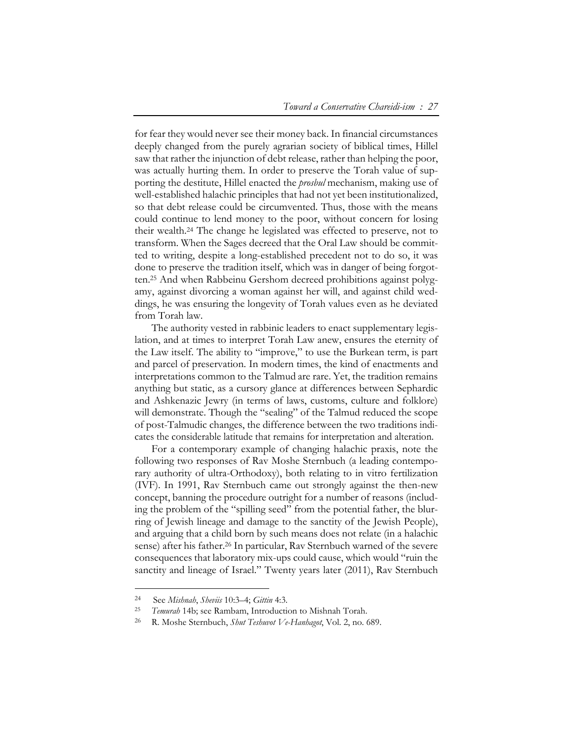for fear they would never see their money back. In financial circumstances deeply changed from the purely agrarian society of biblical times, Hillel saw that rather the injunction of debt release, rather than helping the poor, was actually hurting them. In order to preserve the Torah value of supporting the destitute, Hillel enacted the *prosbul* mechanism, making use of well-established halachic principles that had not yet been institutionalized, so that debt release could be circumvented. Thus, those with the means could continue to lend money to the poor, without concern for losing their wealth.[24] The change he legislated was effected to preserve, not to transform. When the Sages decreed that the Oral Law should be committed to writing, despite a long-established precedent not to do so, it was done to preserve the tradition itself, which was in danger of being forgotten.[25] And when Rabbeinu Gershom decreed prohibitions against polygamy, against divorcing a woman against her will, and against child weddings, he was ensuring the longevity of Torah values even as he deviated from Torah law.

The authority vested in rabbinic leaders to enact supplementary legislation, and at times to interpret Torah Law anew, ensures the eternity of the Law itself. The ability to "improve," to use the Burkean term, is part and parcel of preservation. In modern times, the kind of enactments and interpretations common to the Talmud are rare. Yet, the tradition remains anything but static, as a cursory glance at differences between Sephardic and Ashkenazic Jewry (in terms of laws, customs, culture and folklore) will demonstrate. Though the "sealing" of the Talmud reduced the scope of post-Talmudic changes, the difference between the two traditions indicates the considerable latitude that remains for interpretation and alteration.

For a contemporary example of changing halachic praxis, note the following two responses of Rav Moshe Sternbuch (a leading contemporary authority of ultra-Orthodoxy), both relating to in vitro fertilization (IVF). In 1991, Rav Sternbuch came out strongly against the then-new concept, banning the procedure outright for a number of reasons (including the problem of the "spilling seed" from the potential father, the blurring of Jewish lineage and damage to the sanctity of the Jewish People), and arguing that a child born by such means does not relate (in a halachic sense) after his father.[26] In particular, Rav Sternbuch warned of the severe consequences that laboratory mix-ups could cause, which would "ruin the sanctity and lineage of Israel." Twenty years later (2011), Rav Sternbuch

---

[24] See *Mishnah*, *Sheviis* 10:3–4; *Gittin* 4:3.

[25] *Temurah* 14b; see Rambam, Introduction to Mishnah Torah.

[26] R. Moshe Sternbuch, *Shut Teshuvot Ve-Hanhagot*, Vol. 2, no. 689.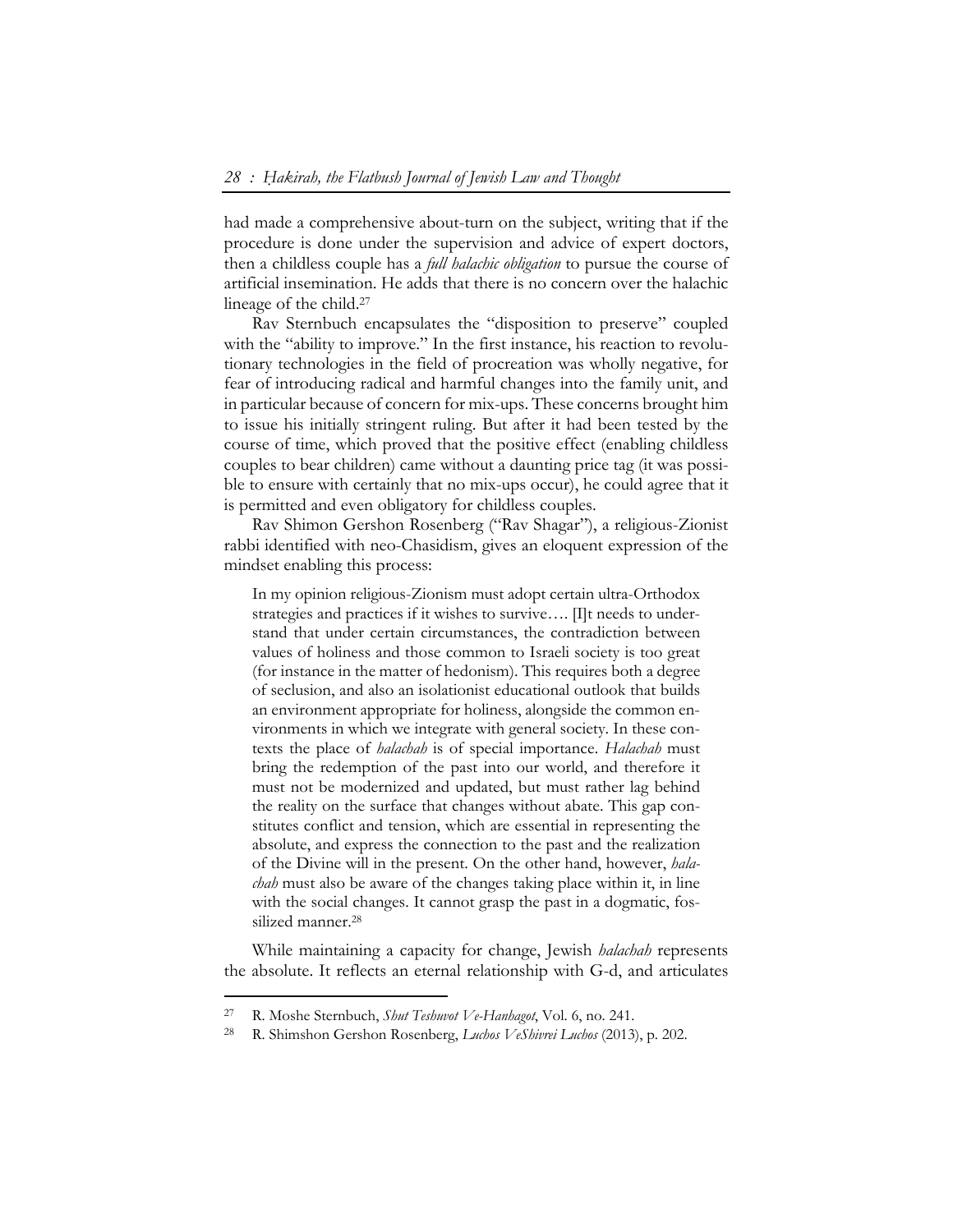had made a comprehensive about-turn on the subject, writing that if the procedure is done under the supervision and advice of expert doctors, then a childless couple has a *full halachic obligation* to pursue the course of artificial insemination. He adds that there is no concern over the halachic lineage of the child.[27]

Rav Sternbuch encapsulates the "disposition to preserve" coupled with the "ability to improve." In the first instance, his reaction to revolutionary technologies in the field of procreation was wholly negative, for fear of introducing radical and harmful changes into the family unit, and in particular because of concern for mix-ups. These concerns brought him to issue his initially stringent ruling. But after it had been tested by the course of time, which proved that the positive effect (enabling childless couples to bear children) came without a daunting price tag (it was possible to ensure with certainly that no mix-ups occur), he could agree that it is permitted and even obligatory for childless couples.

Rav Shimon Gershon Rosenberg ("Rav Shagar"), a religious-Zionist rabbi identified with neo-Chasidism, gives an eloquent expression of the mindset enabling this process:

> In my opinion religious-Zionism must adopt certain ultra-Orthodox strategies and practices if it wishes to survive…. [I]t needs to understand that under certain circumstances, the contradiction between values of holiness and those common to Israeli society is too great (for instance in the matter of hedonism). This requires both a degree of seclusion, and also an isolationist educational outlook that builds an environment appropriate for holiness, alongside the common environments in which we integrate with general society. In these contexts the place of *halachah* is of special importance. *Halachah* must bring the redemption of the past into our world, and therefore it must not be modernized and updated, but must rather lag behind the reality on the surface that changes without abate. This gap constitutes conflict and tension, which are essential in representing the absolute, and express the connection to the past and the realization of the Divine will in the present. On the other hand, however, *halachah* must also be aware of the changes taking place within it, in line with the social changes. It cannot grasp the past in a dogmatic, fossilized manner.[28]

While maintaining a capacity for change, Jewish *halachah* represents the absolute. It reflects an eternal relationship with G-d, and articulates

---

[27] R. Moshe Sternbuch, *Shut Teshuvot Ve-Hanhagot*, Vol. 6, no. 241.

[28] R. Shimshon Gershon Rosenberg, *Luchos VeShivrei Luchos* (2013), p. 202.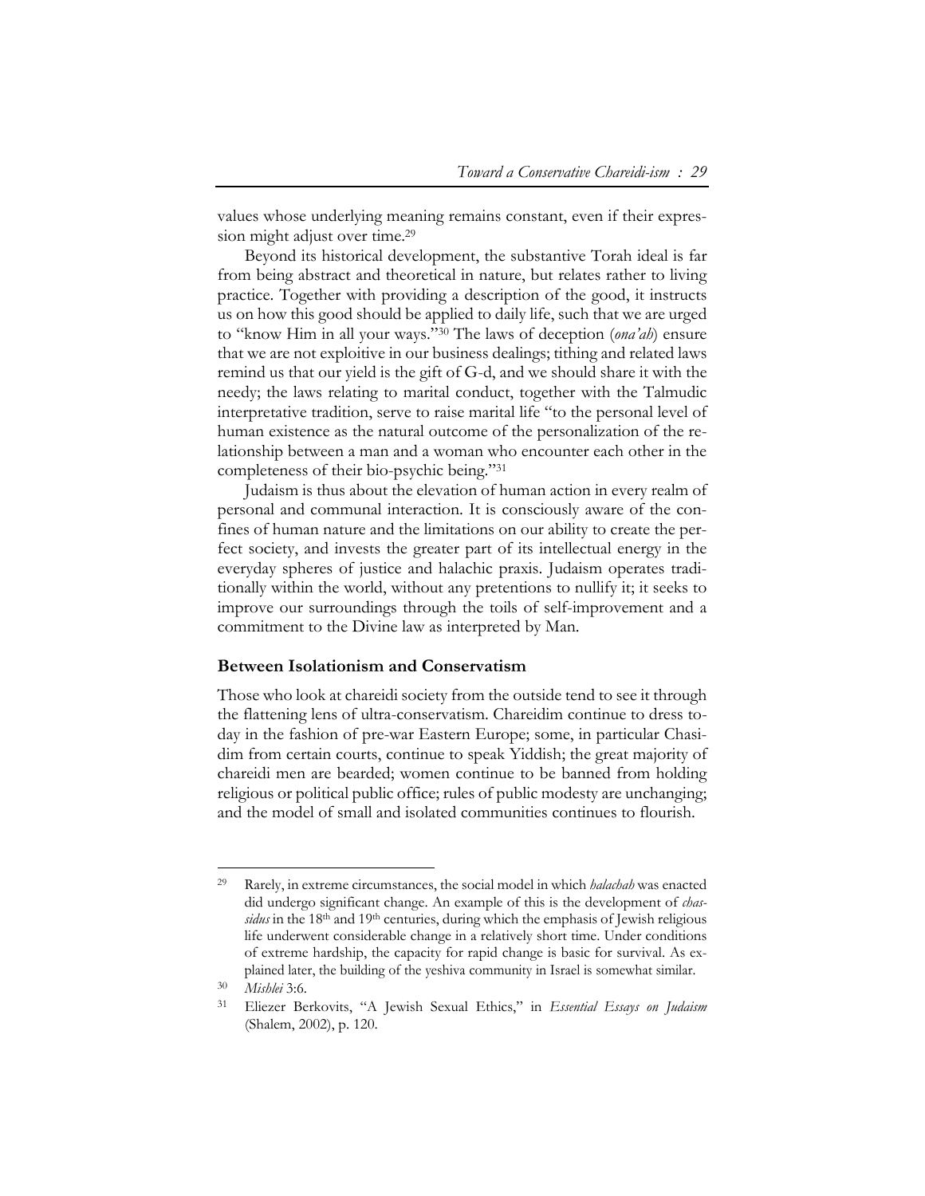values whose underlying meaning remains constant, even if their expression might adjust over time.[29]

Beyond its historical development, the substantive Torah ideal is far from being abstract and theoretical in nature, but relates rather to living practice. Together with providing a description of the good, it instructs us on how this good should be applied to daily life, such that we are urged to "know Him in all your ways."[30] The laws of deception (*ona'ah*) ensure that we are not exploitive in our business dealings; tithing and related laws remind us that our yield is the gift of G-d, and we should share it with the needy; the laws relating to marital conduct, together with the Talmudic interpretative tradition, serve to raise marital life "to the personal level of human existence as the natural outcome of the personalization of the relationship between a man and a woman who encounter each other in the completeness of their bio-psychic being."[31]

Judaism is thus about the elevation of human action in every realm of personal and communal interaction. It is consciously aware of the confines of human nature and the limitations on our ability to create the perfect society, and invests the greater part of its intellectual energy in the everyday spheres of justice and halachic praxis. Judaism operates traditionally within the world, without any pretentions to nullify it; it seeks to improve our surroundings through the toils of self-improvement and a commitment to the Divine law as interpreted by Man.

## Between Isolationism and Conservatism

Those who look at chareidi society from the outside tend to see it through the flattening lens of ultra-conservatism. Chareidim continue to dress today in the fashion of pre-war Eastern Europe; some, in particular Chasidim from certain courts, continue to speak Yiddish; the great majority of chareidi men are bearded; women continue to be banned from holding religious or political public office; rules of public modesty are unchanging; and the model of small and isolated communities continues to flourish.

---

[29] Rarely, in extreme circumstances, the social model in which *halachah* was enacted did undergo significant change. An example of this is the development of *chassidus* in the 18th and 19th centuries, during which the emphasis of Jewish religious life underwent considerable change in a relatively short time. Under conditions of extreme hardship, the capacity for rapid change is basic for survival. As explained later, the building of the yeshiva community in Israel is somewhat similar.

[30] *Mishlei* 3:6.

[31] Eliezer Berkovits, "A Jewish Sexual Ethics," in *Essential Essays on Judaism* (Shalem, 2002), p. 120.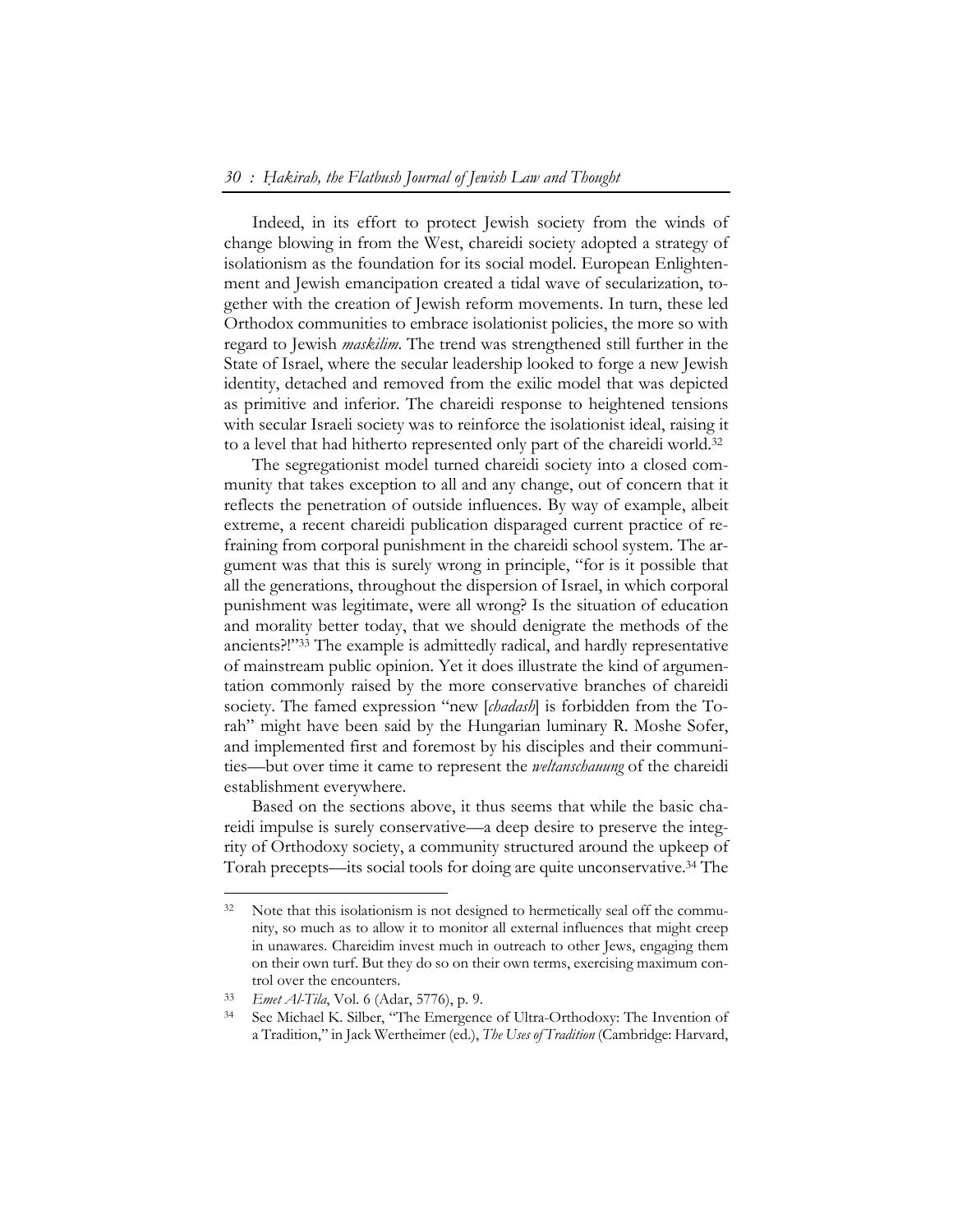Indeed, in its effort to protect Jewish society from the winds of change blowing in from the West, chareidi society adopted a strategy of isolationism as the foundation for its social model. European Enlightenment and Jewish emancipation created a tidal wave of secularization, together with the creation of Jewish reform movements. In turn, these led Orthodox communities to embrace isolationist policies, the more so with regard to Jewish *maskilim*. The trend was strengthened still further in the State of Israel, where the secular leadership looked to forge a new Jewish identity, detached and removed from the exilic model that was depicted as primitive and inferior. The chareidi response to heightened tensions with secular Israeli society was to reinforce the isolationist ideal, raising it to a level that had hitherto represented only part of the chareidi world.[32]

The segregationist model turned chareidi society into a closed community that takes exception to all and any change, out of concern that it reflects the penetration of outside influences. By way of example, albeit extreme, a recent chareidi publication disparaged current practice of refraining from corporal punishment in the chareidi school system. The argument was that this is surely wrong in principle, "for is it possible that all the generations, throughout the dispersion of Israel, in which corporal punishment was legitimate, were all wrong? Is the situation of education and morality better today, that we should denigrate the methods of the ancients?!"[33] The example is admittedly radical, and hardly representative of mainstream public opinion. Yet it does illustrate the kind of argumentation commonly raised by the more conservative branches of chareidi society. The famed expression "new [*chadash*] is forbidden from the Torah" might have been said by the Hungarian luminary R. Moshe Sofer, and implemented first and foremost by his disciples and their communities—but over time it came to represent the *weltanschauung* of the chareidi establishment everywhere.

Based on the sections above, it thus seems that while the basic chareidi impulse is surely conservative—a deep desire to preserve the integrity of Orthodoxy society, a community structured around the upkeep of Torah precepts—its social tools for doing are quite unconservative.[34] The

---

[32] Note that this isolationism is not designed to hermetically seal off the community, so much as to allow it to monitor all external influences that might creep in unawares. Chareidim invest much in outreach to other Jews, engaging them on their own turf. But they do so on their own terms, exercising maximum control over the encounters.

[33] *Emet Al-Tila*, Vol. 6 (Adar, 5776), p. 9.

[34] See Michael K. Silber, "The Emergence of Ultra-Orthodoxy: The Invention of a Tradition," in Jack Wertheimer (ed.), *The Uses of Tradition* (Cambridge: Harvard,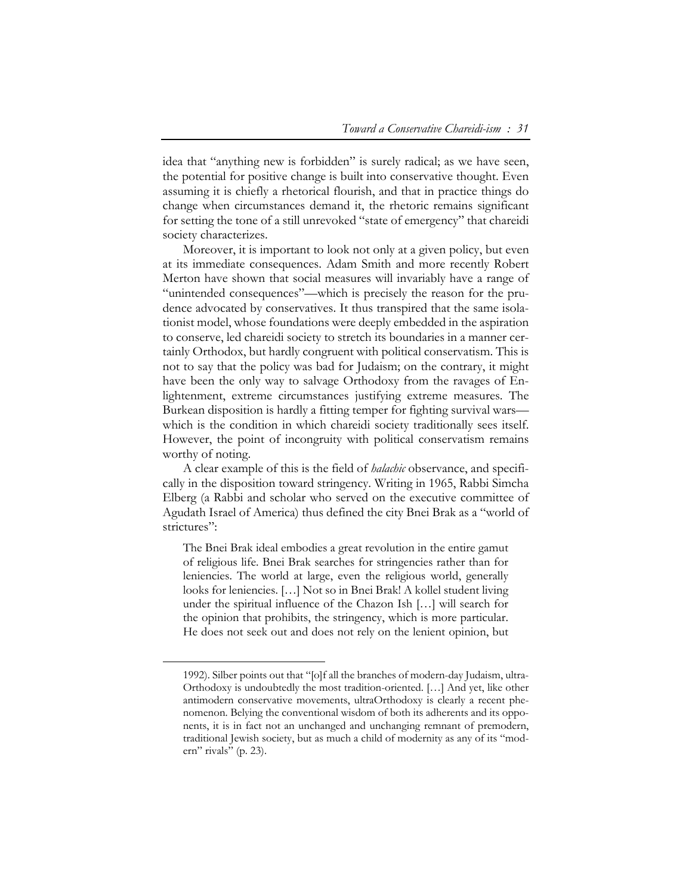idea that "anything new is forbidden" is surely radical; as we have seen, the potential for positive change is built into conservative thought. Even assuming it is chiefly a rhetorical flourish, and that in practice things do change when circumstances demand it, the rhetoric remains significant for setting the tone of a still unrevoked "state of emergency" that chareidi society characterizes.

Moreover, it is important to look not only at a given policy, but even at its immediate consequences. Adam Smith and more recently Robert Merton have shown that social measures will invariably have a range of "unintended consequences"—which is precisely the reason for the prudence advocated by conservatives. It thus transpired that the same isolationist model, whose foundations were deeply embedded in the aspiration to conserve, led chareidi society to stretch its boundaries in a manner certainly Orthodox, but hardly congruent with political conservatism. This is not to say that the policy was bad for Judaism; on the contrary, it might have been the only way to salvage Orthodoxy from the ravages of Enlightenment, extreme circumstances justifying extreme measures. The Burkean disposition is hardly a fitting temper for fighting survival wars—which is the condition in which chareidi society traditionally sees itself. However, the point of incongruity with political conservatism remains worthy of noting.

A clear example of this is the field of *halachic* observance, and specifically in the disposition toward stringency. Writing in 1965, Rabbi Simcha Elberg (a Rabbi and scholar who served on the executive committee of Agudath Israel of America) thus defined the city Bnei Brak as a "world of strictures":

> The Bnei Brak ideal embodies a great revolution in the entire gamut of religious life. Bnei Brak searches for stringencies rather than for leniencies. The world at large, even the religious world, generally looks for leniencies. […] Not so in Bnei Brak! A kollel student living under the spiritual influence of the Chazon Ish […] will search for the opinion that prohibits, the stringency, which is more particular. He does not seek out and does not rely on the lenient opinion, but

---

1992). Silber points out that "[o]f all the branches of modern-day Judaism, ultra-Orthodoxy is undoubtedly the most tradition-oriented. […] And yet, like other antimodern conservative movements, ultraOrthodoxy is clearly a recent phenomenon. Belying the conventional wisdom of both its adherents and its opponents, it is in fact not an unchanged and unchanging remnant of premodern, traditional Jewish society, but as much a child of modernity as any of its "modern" rivals" (p. 23).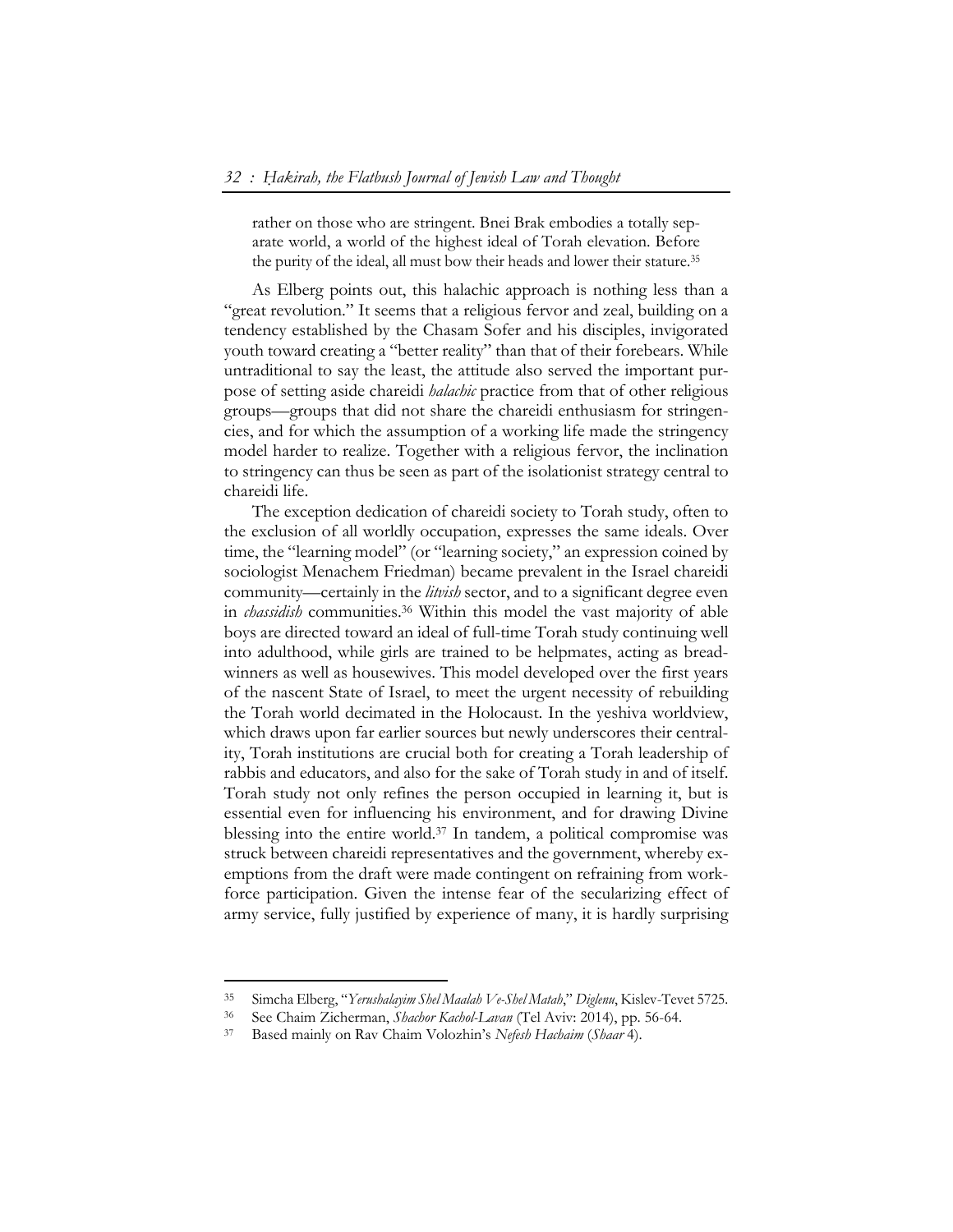rather on those who are stringent. Bnei Brak embodies a totally separate world, a world of the highest ideal of Torah elevation. Before the purity of the ideal, all must bow their heads and lower their stature.[35]

As Elberg points out, this halachic approach is nothing less than a "great revolution." It seems that a religious fervor and zeal, building on a tendency established by the Chasam Sofer and his disciples, invigorated youth toward creating a "better reality" than that of their forebears. While untraditional to say the least, the attitude also served the important purpose of setting aside chareidi *halachic* practice from that of other religious groups—groups that did not share the chareidi enthusiasm for stringencies, and for which the assumption of a working life made the stringency model harder to realize. Together with a religious fervor, the inclination to stringency can thus be seen as part of the isolationist strategy central to chareidi life.

The exception dedication of chareidi society to Torah study, often to the exclusion of all worldly occupation, expresses the same ideals. Over time, the "learning model" (or "learning society," an expression coined by sociologist Menachem Friedman) became prevalent in the Israel chareidi community—certainly in the *litvish* sector, and to a significant degree even in *chassidish* communities.[36] Within this model the vast majority of able boys are directed toward an ideal of full-time Torah study continuing well into adulthood, while girls are trained to be helpmates, acting as breadwinners as well as housewives. This model developed over the first years of the nascent State of Israel, to meet the urgent necessity of rebuilding the Torah world decimated in the Holocaust. In the yeshiva worldview, which draws upon far earlier sources but newly underscores their centrality, Torah institutions are crucial both for creating a Torah leadership of rabbis and educators, and also for the sake of Torah study in and of itself. Torah study not only refines the person occupied in learning it, but is essential even for influencing his environment, and for drawing Divine blessing into the entire world.[37] In tandem, a political compromise was struck between chareidi representatives and the government, whereby exemptions from the draft were made contingent on refraining from workforce participation. Given the intense fear of the secularizing effect of army service, fully justified by experience of many, it is hardly surprising

---

[35] Simcha Elberg, "*Yerushalayim Shel Maalah Ve-Shel Matah*," *Diglenu*, Kislev-Tevet 5725.

[36] See Chaim Zicherman, *Shachor Kachol-Lavan* (Tel Aviv: 2014), pp. 56-64.

[37] Based mainly on Rav Chaim Volozhin's *Nefesh Hachaim* (*Shaar* 4).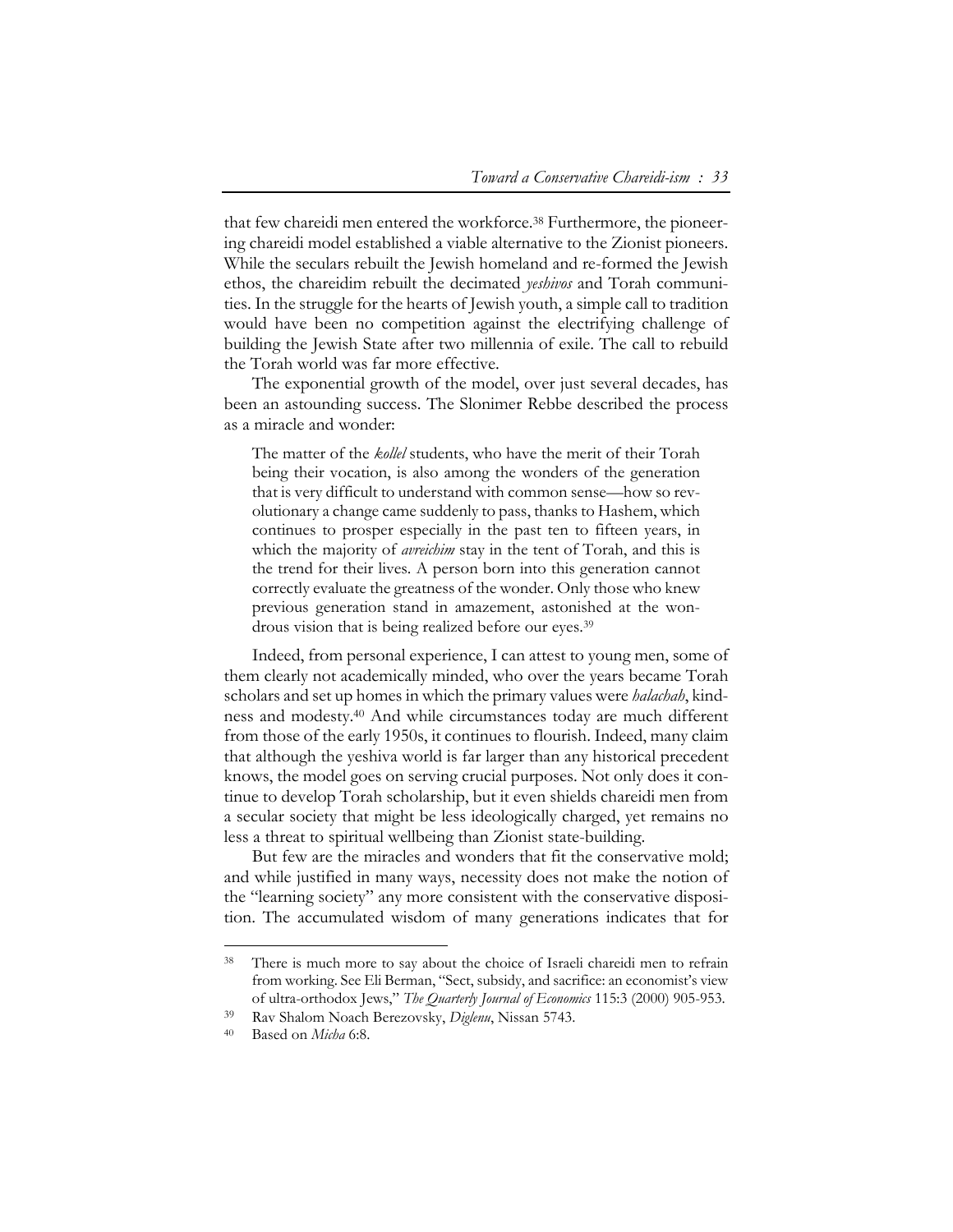that few chareidi men entered the workforce.[38] Furthermore, the pioneering chareidi model established a viable alternative to the Zionist pioneers. While the seculars rebuilt the Jewish homeland and re-formed the Jewish ethos, the chareidim rebuilt the decimated *yeshivos* and Torah communities. In the struggle for the hearts of Jewish youth, a simple call to tradition would have been no competition against the electrifying challenge of building the Jewish State after two millennia of exile. The call to rebuild the Torah world was far more effective.

The exponential growth of the model, over just several decades, has been an astounding success. The Slonimer Rebbe described the process as a miracle and wonder:

> The matter of the *kollel* students, who have the merit of their Torah being their vocation, is also among the wonders of the generation that is very difficult to understand with common sense—how so revolutionary a change came suddenly to pass, thanks to Hashem, which continues to prosper especially in the past ten to fifteen years, in which the majority of *avreichim* stay in the tent of Torah, and this is the trend for their lives. A person born into this generation cannot correctly evaluate the greatness of the wonder. Only those who knew previous generation stand in amazement, astonished at the wondrous vision that is being realized before our eyes.[39]

Indeed, from personal experience, I can attest to young men, some of them clearly not academically minded, who over the years became Torah scholars and set up homes in which the primary values were *halachah*, kindness and modesty.[40] And while circumstances today are much different from those of the early 1950s, it continues to flourish. Indeed, many claim that although the yeshiva world is far larger than any historical precedent knows, the model goes on serving crucial purposes. Not only does it continue to develop Torah scholarship, but it even shields chareidi men from a secular society that might be less ideologically charged, yet remains no less a threat to spiritual wellbeing than Zionist state-building.

But few are the miracles and wonders that fit the conservative mold; and while justified in many ways, necessity does not make the notion of the "learning society" any more consistent with the conservative disposition. The accumulated wisdom of many generations indicates that for

---

[38] There is much more to say about the choice of Israeli chareidi men to refrain from working. See Eli Berman, "Sect, subsidy, and sacrifice: an economist's view of ultra-orthodox Jews," *The Quarterly Journal of Economics* 115:3 (2000) 905-953.

[39] Rav Shalom Noach Berezovsky, *Diglenu*, Nissan 5743.

[40] Based on *Micha* 6:8.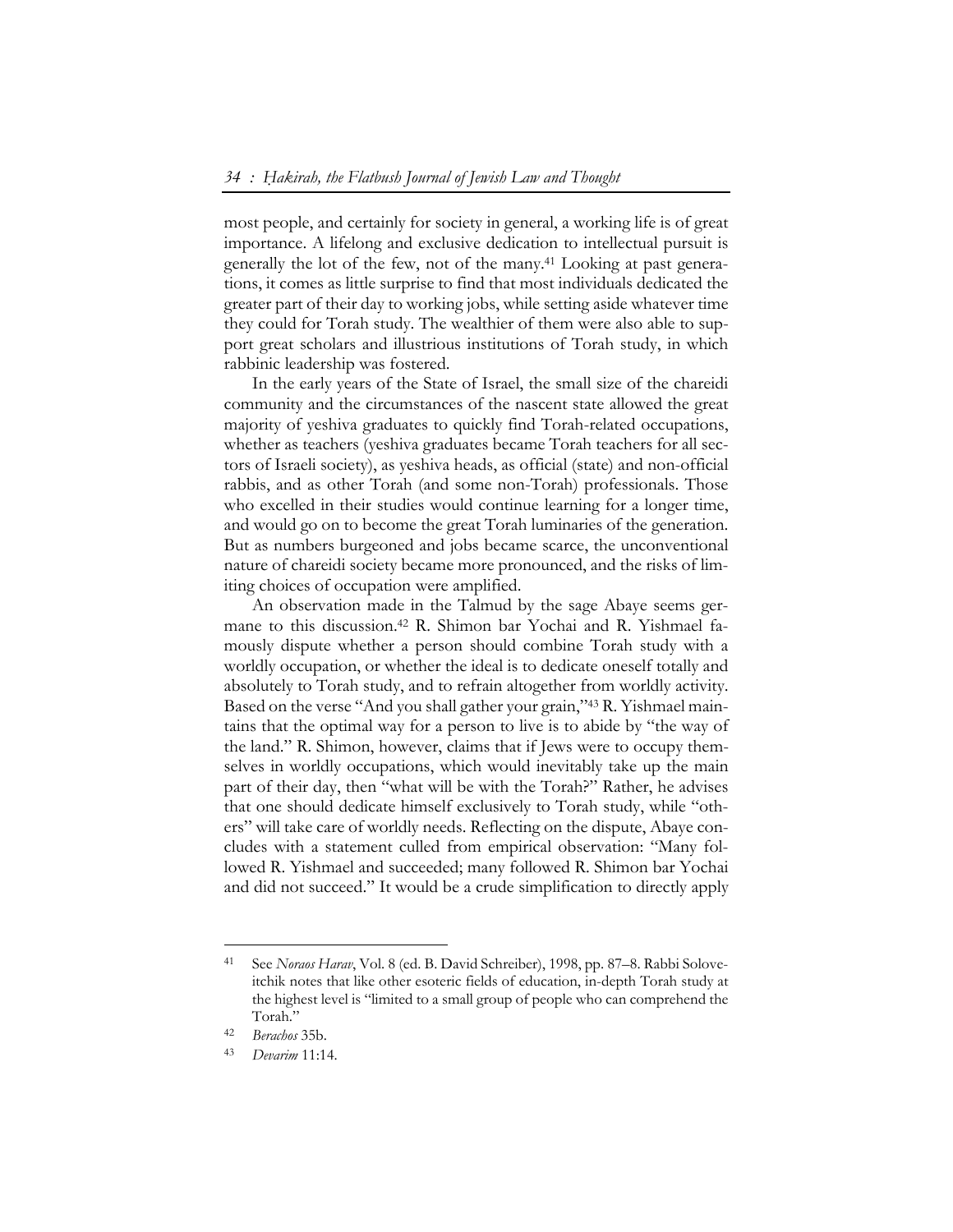most people, and certainly for society in general, a working life is of great importance. A lifelong and exclusive dedication to intellectual pursuit is generally the lot of the few, not of the many.[41] Looking at past generations, it comes as little surprise to find that most individuals dedicated the greater part of their day to working jobs, while setting aside whatever time they could for Torah study. The wealthier of them were also able to support great scholars and illustrious institutions of Torah study, in which rabbinic leadership was fostered.

In the early years of the State of Israel, the small size of the chareidi community and the circumstances of the nascent state allowed the great majority of yeshiva graduates to quickly find Torah-related occupations, whether as teachers (yeshiva graduates became Torah teachers for all sectors of Israeli society), as yeshiva heads, as official (state) and non-official rabbis, and as other Torah (and some non-Torah) professionals. Those who excelled in their studies would continue learning for a longer time, and would go on to become the great Torah luminaries of the generation. But as numbers burgeoned and jobs became scarce, the unconventional nature of chareidi society became more pronounced, and the risks of limiting choices of occupation were amplified.

An observation made in the Talmud by the sage Abaye seems germane to this discussion.[42] R. Shimon bar Yochai and R. Yishmael famously dispute whether a person should combine Torah study with a worldly occupation, or whether the ideal is to dedicate oneself totally and absolutely to Torah study, and to refrain altogether from worldly activity. Based on the verse "And you shall gather your grain,"[43] R. Yishmael maintains that the optimal way for a person to live is to abide by "the way of the land." R. Shimon, however, claims that if Jews were to occupy themselves in worldly occupations, which would inevitably take up the main part of their day, then "what will be with the Torah?" Rather, he advises that one should dedicate himself exclusively to Torah study, while "others" will take care of worldly needs. Reflecting on the dispute, Abaye concludes with a statement culled from empirical observation: "Many followed R. Yishmael and succeeded; many followed R. Shimon bar Yochai and did not succeed." It would be a crude simplification to directly apply

---

[41] See *Noraos Harav*, Vol. 8 (ed. B. David Schreiber), 1998, pp. 87–8. Rabbi Soloveitchik notes that like other esoteric fields of education, in-depth Torah study at the highest level is "limited to a small group of people who can comprehend the Torah."

[42] *Berachos* 35b.

[43] *Devarim* 11:14.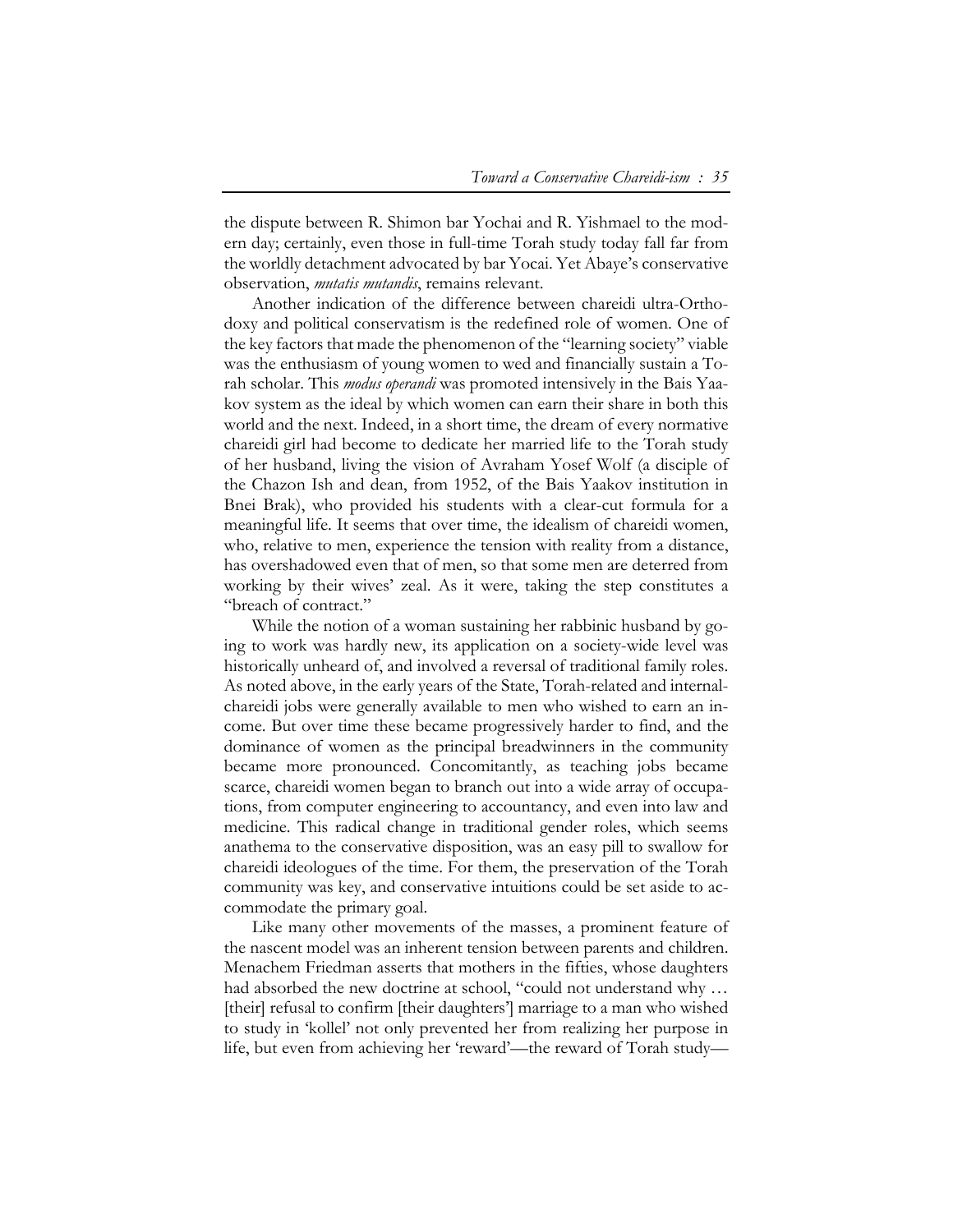the dispute between R. Shimon bar Yochai and R. Yishmael to the modern day; certainly, even those in full-time Torah study today fall far from the worldly detachment advocated by bar Yocai. Yet Abaye's conservative observation, *mutatis mutandis*, remains relevant.

Another indication of the difference between chareidi ultra-Orthodoxy and political conservatism is the redefined role of women. One of the key factors that made the phenomenon of the "learning society" viable was the enthusiasm of young women to wed and financially sustain a Torah scholar. This *modus operandi* was promoted intensively in the Bais Yaakov system as the ideal by which women can earn their share in both this world and the next. Indeed, in a short time, the dream of every normative chareidi girl had become to dedicate her married life to the Torah study of her husband, living the vision of Avraham Yosef Wolf (a disciple of the Chazon Ish and dean, from 1952, of the Bais Yaakov institution in Bnei Brak), who provided his students with a clear-cut formula for a meaningful life. It seems that over time, the idealism of chareidi women, who, relative to men, experience the tension with reality from a distance, has overshadowed even that of men, so that some men are deterred from working by their wives' zeal. As it were, taking the step constitutes a "breach of contract."

While the notion of a woman sustaining her rabbinic husband by going to work was hardly new, its application on a society-wide level was historically unheard of, and involved a reversal of traditional family roles. As noted above, in the early years of the State, Torah-related and internal-chareidi jobs were generally available to men who wished to earn an income. But over time these became progressively harder to find, and the dominance of women as the principal breadwinners in the community became more pronounced. Concomitantly, as teaching jobs became scarce, chareidi women began to branch out into a wide array of occupations, from computer engineering to accountancy, and even into law and medicine. This radical change in traditional gender roles, which seems anathema to the conservative disposition, was an easy pill to swallow for chareidi ideologues of the time. For them, the preservation of the Torah community was key, and conservative intuitions could be set aside to accommodate the primary goal.

Like many other movements of the masses, a prominent feature of the nascent model was an inherent tension between parents and children. Menachem Friedman asserts that mothers in the fifties, whose daughters had absorbed the new doctrine at school, "could not understand why … [their] refusal to confirm [their daughters'] marriage to a man who wished to study in 'kollel' not only prevented her from realizing her purpose in life, but even from achieving her 'reward'—the reward of Torah study—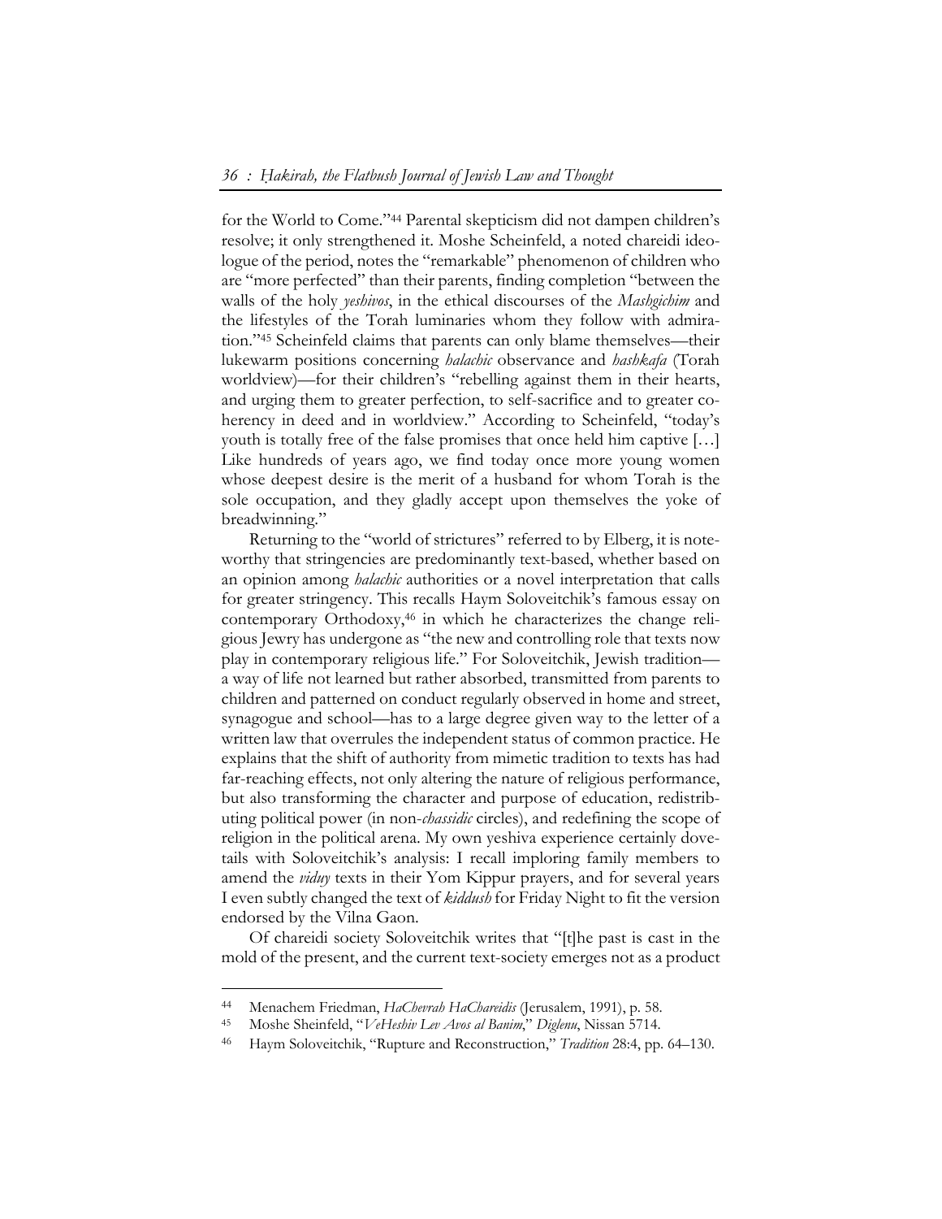for the World to Come."[44] Parental skepticism did not dampen children's resolve; it only strengthened it. Moshe Scheinfeld, a noted chareidi ideologue of the period, notes the "remarkable" phenomenon of children who are "more perfected" than their parents, finding completion "between the walls of the holy *yeshivos*, in the ethical discourses of the *Mashgichim* and the lifestyles of the Torah luminaries whom they follow with admiration."[45] Scheinfeld claims that parents can only blame themselves—their lukewarm positions concerning *halachic* observance and *hashkafa* (Torah worldview)—for their children's "rebelling against them in their hearts, and urging them to greater perfection, to self-sacrifice and to greater coherency in deed and in worldview." According to Scheinfeld, "today's youth is totally free of the false promises that once held him captive […] Like hundreds of years ago, we find today once more young women whose deepest desire is the merit of a husband for whom Torah is the sole occupation, and they gladly accept upon themselves the yoke of breadwinning."

Returning to the "world of strictures" referred to by Elberg, it is noteworthy that stringencies are predominantly text-based, whether based on an opinion among *halachic* authorities or a novel interpretation that calls for greater stringency. This recalls Haym Soloveitchik's famous essay on contemporary Orthodoxy,[46] in which he characterizes the change religious Jewry has undergone as "the new and controlling role that texts now play in contemporary religious life." For Soloveitchik, Jewish tradition—a way of life not learned but rather absorbed, transmitted from parents to children and patterned on conduct regularly observed in home and street, synagogue and school—has to a large degree given way to the letter of a written law that overrules the independent status of common practice. He explains that the shift of authority from mimetic tradition to texts has had far-reaching effects, not only altering the nature of religious performance, but also transforming the character and purpose of education, redistributing political power (in non-*chassidic* circles), and redefining the scope of religion in the political arena. My own yeshiva experience certainly dovetails with Soloveitchik's analysis: I recall imploring family members to amend the *viduy* texts in their Yom Kippur prayers, and for several years I even subtly changed the text of *kiddush* for Friday Night to fit the version endorsed by the Vilna Gaon.

Of chareidi society Soloveitchik writes that "[t]he past is cast in the mold of the present, and the current text-society emerges not as a product

---

[44] Menachem Friedman, *HaChevrah HaChareidis* (Jerusalem, 1991), p. 58.

[45] Moshe Sheinfeld, "*VeHeshiv Lev Avos al Banim*," *Diglenu*, Nissan 5714.

[46] Haym Soloveitchik, "Rupture and Reconstruction," *Tradition* 28:4, pp. 64–130.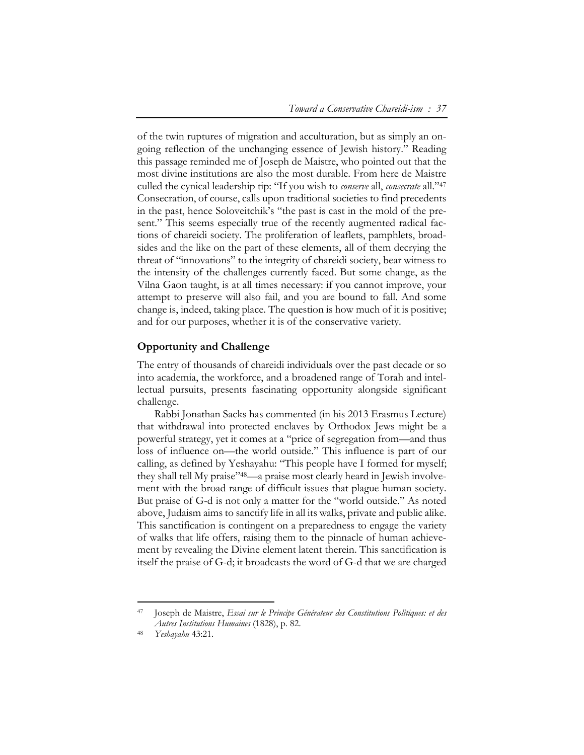of the twin ruptures of migration and acculturation, but as simply an ongoing reflection of the unchanging essence of Jewish history." Reading this passage reminded me of Joseph de Maistre, who pointed out that the most divine institutions are also the most durable. From here de Maistre culled the cynical leadership tip: "If you wish to *conserve* all, *consecrate* all."[47] Consecration, of course, calls upon traditional societies to find precedents in the past, hence Soloveitchik's "the past is cast in the mold of the present." This seems especially true of the recently augmented radical factions of chareidi society. The proliferation of leaflets, pamphlets, broadsides and the like on the part of these elements, all of them decrying the threat of "innovations" to the integrity of chareidi society, bear witness to the intensity of the challenges currently faced. But some change, as the Vilna Gaon taught, is at all times necessary: if you cannot improve, your attempt to preserve will also fail, and you are bound to fall. And some change is, indeed, taking place. The question is how much of it is positive; and for our purposes, whether it is of the conservative variety.

## Opportunity and Challenge

The entry of thousands of chareidi individuals over the past decade or so into academia, the workforce, and a broadened range of Torah and intellectual pursuits, presents fascinating opportunity alongside significant challenge.

Rabbi Jonathan Sacks has commented (in his 2013 Erasmus Lecture) that withdrawal into protected enclaves by Orthodox Jews might be a powerful strategy, yet it comes at a "price of segregation from—and thus loss of influence on—the world outside." This influence is part of our calling, as defined by Yeshayahu: "This people have I formed for myself; they shall tell My praise"[48]—a praise most clearly heard in Jewish involvement with the broad range of difficult issues that plague human society. But praise of G-d is not only a matter for the "world outside." As noted above, Judaism aims to sanctify life in all its walks, private and public alike. This sanctification is contingent on a preparedness to engage the variety of walks that life offers, raising them to the pinnacle of human achievement by revealing the Divine element latent therein. This sanctification is itself the praise of G-d; it broadcasts the word of G-d that we are charged

---

[47] Joseph de Maistre, *Essai sur le Principe Générateur des Constitutions Politiques: et des Autres Institutions Humaines* (1828), p. 82.

[48] *Yeshayahu* 43:21.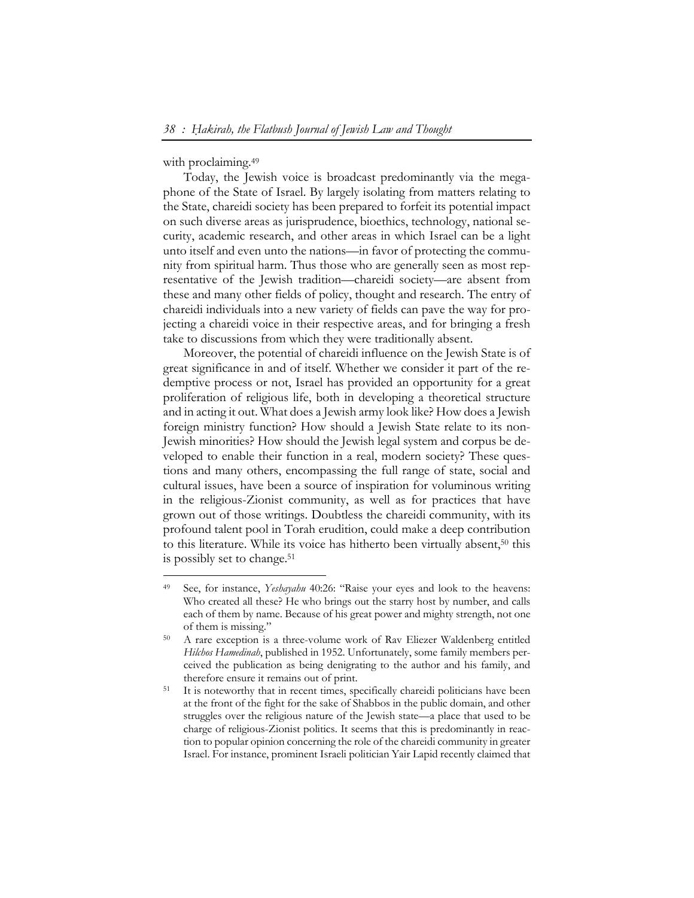with proclaiming.[49]

Today, the Jewish voice is broadcast predominantly via the megaphone of the State of Israel. By largely isolating from matters relating to the State, chareidi society has been prepared to forfeit its potential impact on such diverse areas as jurisprudence, bioethics, technology, national security, academic research, and other areas in which Israel can be a light unto itself and even unto the nations—in favor of protecting the community from spiritual harm. Thus those who are generally seen as most representative of the Jewish tradition—chareidi society—are absent from these and many other fields of policy, thought and research. The entry of chareidi individuals into a new variety of fields can pave the way for projecting a chareidi voice in their respective areas, and for bringing a fresh take to discussions from which they were traditionally absent.

Moreover, the potential of chareidi influence on the Jewish State is of great significance in and of itself. Whether we consider it part of the redemptive process or not, Israel has provided an opportunity for a great proliferation of religious life, both in developing a theoretical structure and in acting it out. What does a Jewish army look like? How does a Jewish foreign ministry function? How should a Jewish State relate to its non-Jewish minorities? How should the Jewish legal system and corpus be developed to enable their function in a real, modern society? These questions and many others, encompassing the full range of state, social and cultural issues, have been a source of inspiration for voluminous writing in the religious-Zionist community, as well as for practices that have grown out of those writings. Doubtless the chareidi community, with its profound talent pool in Torah erudition, could make a deep contribution to this literature. While its voice has hitherto been virtually absent,[50] this is possibly set to change.[51]

---

[49] See, for instance, *Yeshayahu* 40:26: "Raise your eyes and look to the heavens: Who created all these? He who brings out the starry host by number, and calls each of them by name. Because of his great power and mighty strength, not one of them is missing."

[50] A rare exception is a three-volume work of Rav Eliezer Waldenberg entitled *Hilchos Hamedinah*, published in 1952. Unfortunately, some family members perceived the publication as being denigrating to the author and his family, and therefore ensure it remains out of print.

[51] It is noteworthy that in recent times, specifically chareidi politicians have been at the front of the fight for the sake of Shabbos in the public domain, and other struggles over the religious nature of the Jewish state—a place that used to be charge of religious-Zionist politics. It seems that this is predominantly in reaction to popular opinion concerning the role of the chareidi community in greater Israel. For instance, prominent Israeli politician Yair Lapid recently claimed that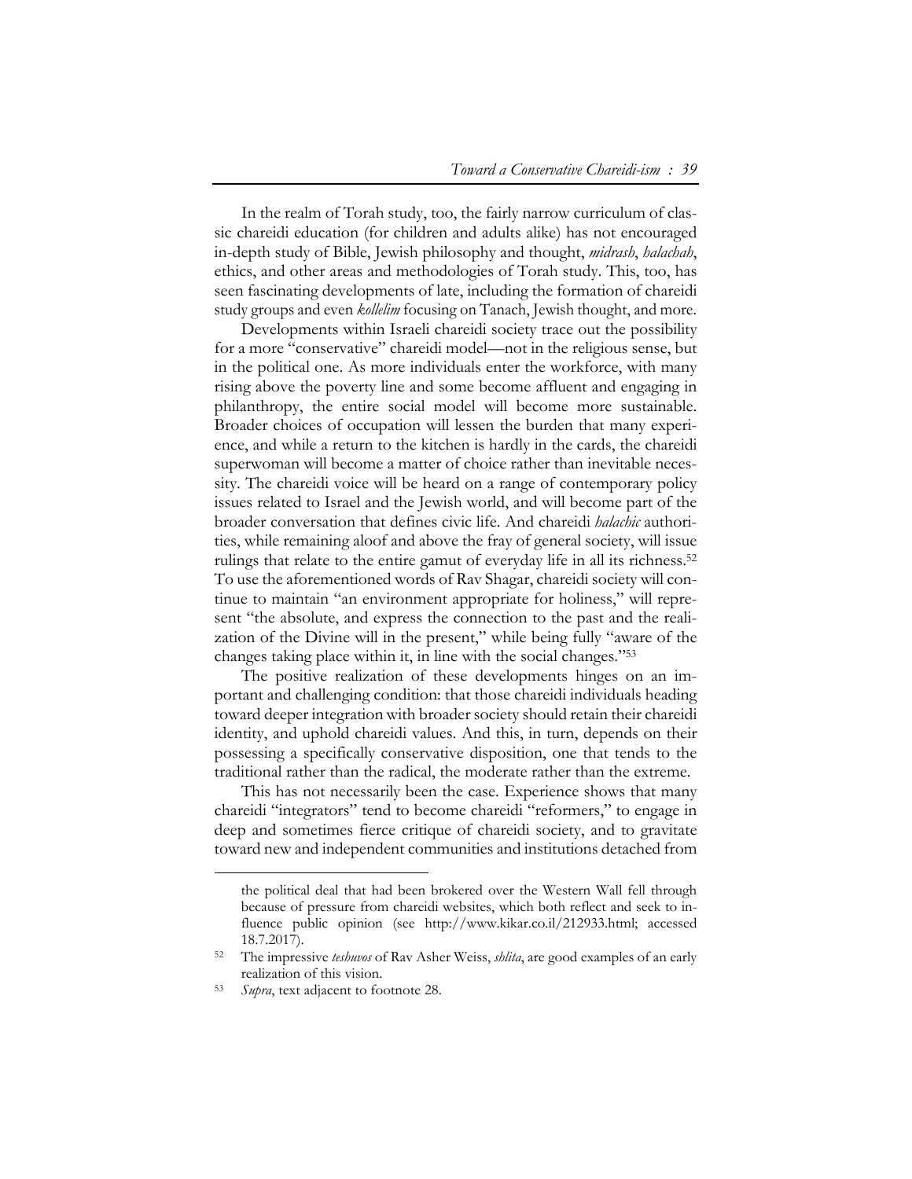In the realm of Torah study, too, the fairly narrow curriculum of classic chareidi education (for children and adults alike) has not encouraged in-depth study of Bible, Jewish philosophy and thought, *midrash*, *halachah*, ethics, and other areas and methodologies of Torah study. This, too, has seen fascinating developments of late, including the formation of chareidi study groups and even *kollelim* focusing on Tanach, Jewish thought, and more.

Developments within Israeli chareidi society trace out the possibility for a more "conservative" chareidi model—not in the religious sense, but in the political one. As more individuals enter the workforce, with many rising above the poverty line and some become affluent and engaging in philanthropy, the entire social model will become more sustainable. Broader choices of occupation will lessen the burden that many experience, and while a return to the kitchen is hardly in the cards, the chareidi superwoman will become a matter of choice rather than inevitable necessity. The chareidi voice will be heard on a range of contemporary policy issues related to Israel and the Jewish world, and will become part of the broader conversation that defines civic life. And chareidi *halachic* authorities, while remaining aloof and above the fray of general society, will issue rulings that relate to the entire gamut of everyday life in all its richness.[52] To use the aforementioned words of Rav Shagar, chareidi society will continue to maintain "an environment appropriate for holiness," will represent "the absolute, and express the connection to the past and the realization of the Divine will in the present," while being fully "aware of the changes taking place within it, in line with the social changes."[53]

The positive realization of these developments hinges on an important and challenging condition: that those chareidi individuals heading toward deeper integration with broader society should retain their chareidi identity, and uphold chareidi values. And this, in turn, depends on their possessing a specifically conservative disposition, one that tends to the traditional rather than the radical, the moderate rather than the extreme.

This has not necessarily been the case. Experience shows that many chareidi "integrators" tend to become chareidi "reformers," to engage in deep and sometimes fierce critique of chareidi society, and to gravitate toward new and independent communities and institutions detached from

---

the political deal that had been brokered over the Western Wall fell through because of pressure from chareidi websites, which both reflect and seek to influence public opinion (see http://www.kikar.co.il/212933.html; accessed 18.7.2017).

[52] The impressive *teshuvos* of Rav Asher Weiss, *shlita*, are good examples of an early realization of this vision.

[53] *Supra*, text adjacent to footnote 28.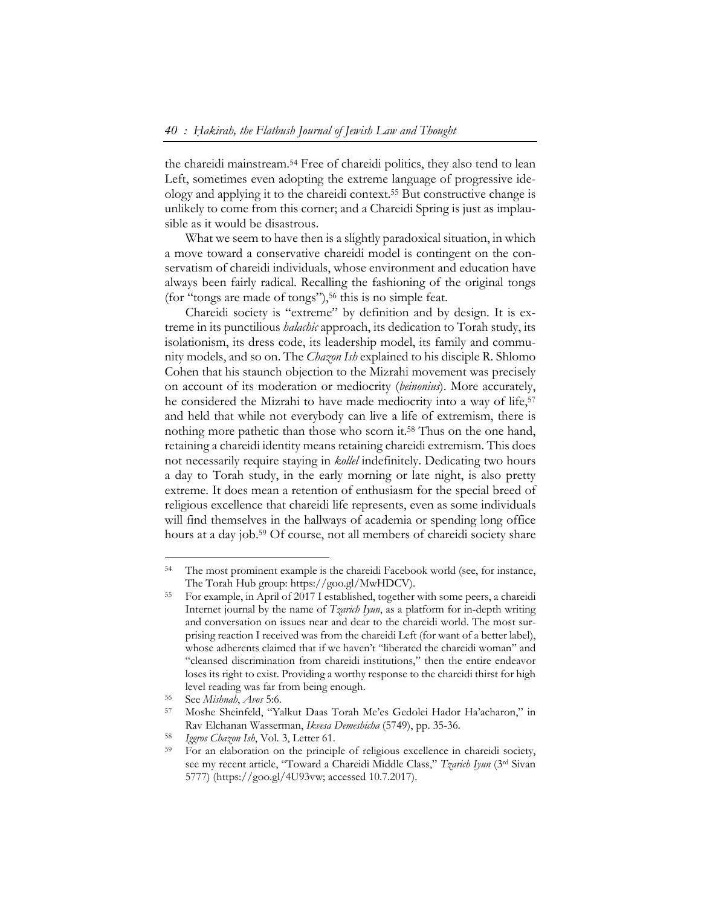the chareidi mainstream.[54] Free of chareidi politics, they also tend to lean Left, sometimes even adopting the extreme language of progressive ideology and applying it to the chareidi context.[55] But constructive change is unlikely to come from this corner; and a Chareidi Spring is just as implausible as it would be disastrous.

What we seem to have then is a slightly paradoxical situation, in which a move toward a conservative chareidi model is contingent on the conservatism of chareidi individuals, whose environment and education have always been fairly radical. Recalling the fashioning of the original tongs (for "tongs are made of tongs"),[56] this is no simple feat.

Chareidi society is "extreme" by definition and by design. It is extreme in its punctilious *halachic* approach, its dedication to Torah study, its isolationism, its dress code, its leadership model, its family and community models, and so on. The *Chazon Ish* explained to his disciple R. Shlomo Cohen that his staunch objection to the Mizrahi movement was precisely on account of its moderation or mediocrity (*beinonius*). More accurately, he considered the Mizrahi to have made mediocrity into a way of life,[57] and held that while not everybody can live a life of extremism, there is nothing more pathetic than those who scorn it.[58] Thus on the one hand, retaining a chareidi identity means retaining chareidi extremism. This does not necessarily require staying in *kollel* indefinitely. Dedicating two hours a day to Torah study, in the early morning or late night, is also pretty extreme. It does mean a retention of enthusiasm for the special breed of religious excellence that chareidi life represents, even as some individuals will find themselves in the hallways of academia or spending long office hours at a day job.[59] Of course, not all members of chareidi society share

---

[54] The most prominent example is the chareidi Facebook world (see, for instance, The Torah Hub group: https://goo.gl/MwHDCV).

[55] For example, in April of 2017 I established, together with some peers, a chareidi Internet journal by the name of *Tzarich Iyun*, as a platform for in-depth writing and conversation on issues near and dear to the chareidi world. The most surprising reaction I received was from the chareidi Left (for want of a better label), whose adherents claimed that if we haven't "liberated the chareidi woman" and "cleansed discrimination from chareidi institutions," then the entire endeavor loses its right to exist. Providing a worthy response to the chareidi thirst for high level reading was far from being enough.

[56] See *Mishnah*, *Avos* 5:6.

[57] Moshe Sheinfeld, "Yalkut Daas Torah Me'es Gedolei Hador Ha'acharon," in Rav Elchanan Wasserman, *Ikvesa Demeshicha* (5749), pp. 35-36.

[58] *Iggros Chazon Ish*, Vol. 3, Letter 61.

[59] For an elaboration on the principle of religious excellence in chareidi society, see my recent article, "Toward a Chareidi Middle Class," *Tzarich Iyun* (3rd Sivan 5777) (https://goo.gl/4U93vw; accessed 10.7.2017).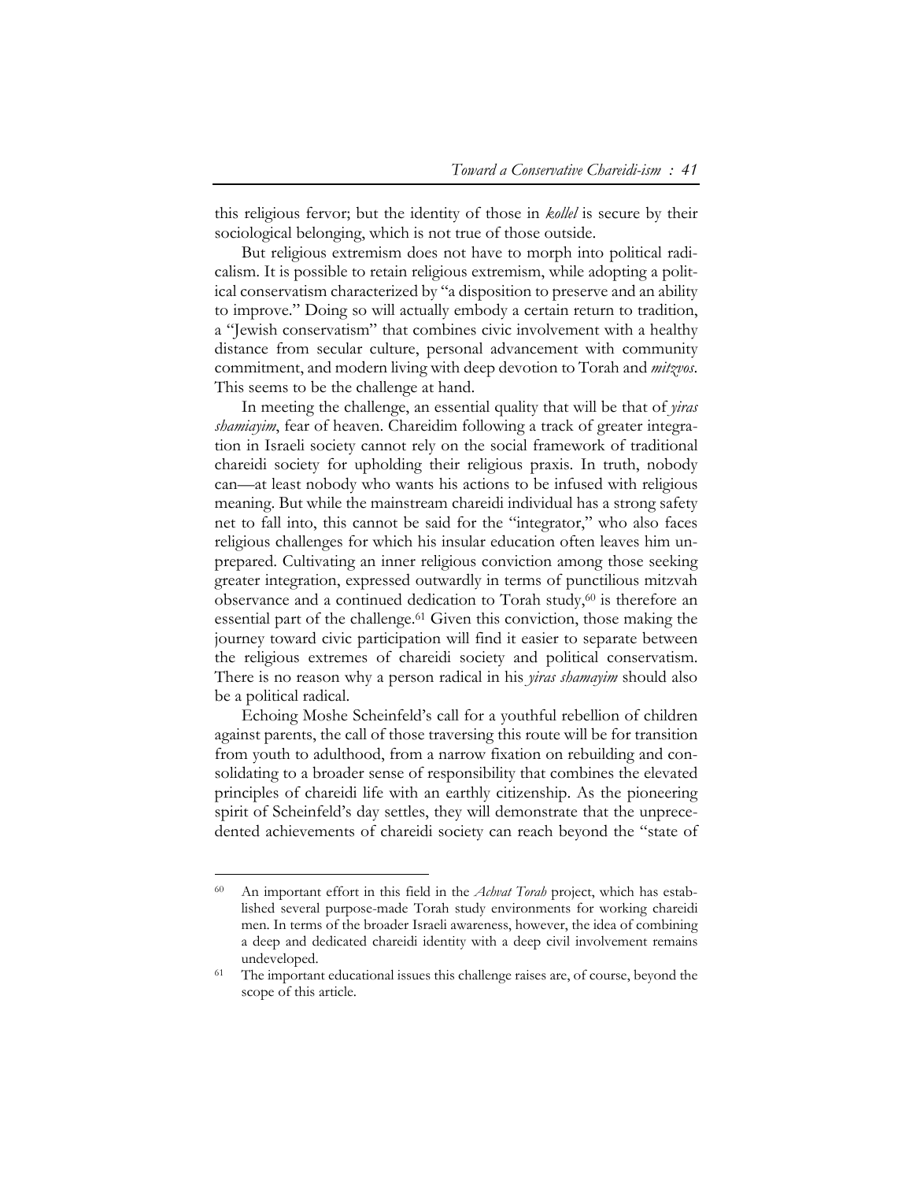this religious fervor; but the identity of those in *kollel* is secure by their sociological belonging, which is not true of those outside.

But religious extremism does not have to morph into political radicalism. It is possible to retain religious extremism, while adopting a political conservatism characterized by "a disposition to preserve and an ability to improve." Doing so will actually embody a certain return to tradition, a "Jewish conservatism" that combines civic involvement with a healthy distance from secular culture, personal advancement with community commitment, and modern living with deep devotion to Torah and *mitzvos*. This seems to be the challenge at hand.

In meeting the challenge, an essential quality that will be that of *yiras shamiayim*, fear of heaven. Chareidim following a track of greater integration in Israeli society cannot rely on the social framework of traditional chareidi society for upholding their religious praxis. In truth, nobody can—at least nobody who wants his actions to be infused with religious meaning. But while the mainstream chareidi individual has a strong safety net to fall into, this cannot be said for the "integrator," who also faces religious challenges for which his insular education often leaves him unprepared. Cultivating an inner religious conviction among those seeking greater integration, expressed outwardly in terms of punctilious mitzvah observance and a continued dedication to Torah study,[60] is therefore an essential part of the challenge.[61] Given this conviction, those making the journey toward civic participation will find it easier to separate between the religious extremes of chareidi society and political conservatism. There is no reason why a person radical in his *yiras shamayim* should also be a political radical.

Echoing Moshe Scheinfeld's call for a youthful rebellion of children against parents, the call of those traversing this route will be for transition from youth to adulthood, from a narrow fixation on rebuilding and consolidating to a broader sense of responsibility that combines the elevated principles of chareidi life with an earthly citizenship. As the pioneering spirit of Scheinfeld's day settles, they will demonstrate that the unprecedented achievements of chareidi society can reach beyond the "state of

---

[60] An important effort in this field in the *Achvat Torah* project, which has established several purpose-made Torah study environments for working chareidi men. In terms of the broader Israeli awareness, however, the idea of combining a deep and dedicated chareidi identity with a deep civil involvement remains undeveloped.

[61] The important educational issues this challenge raises are, of course, beyond the scope of this article.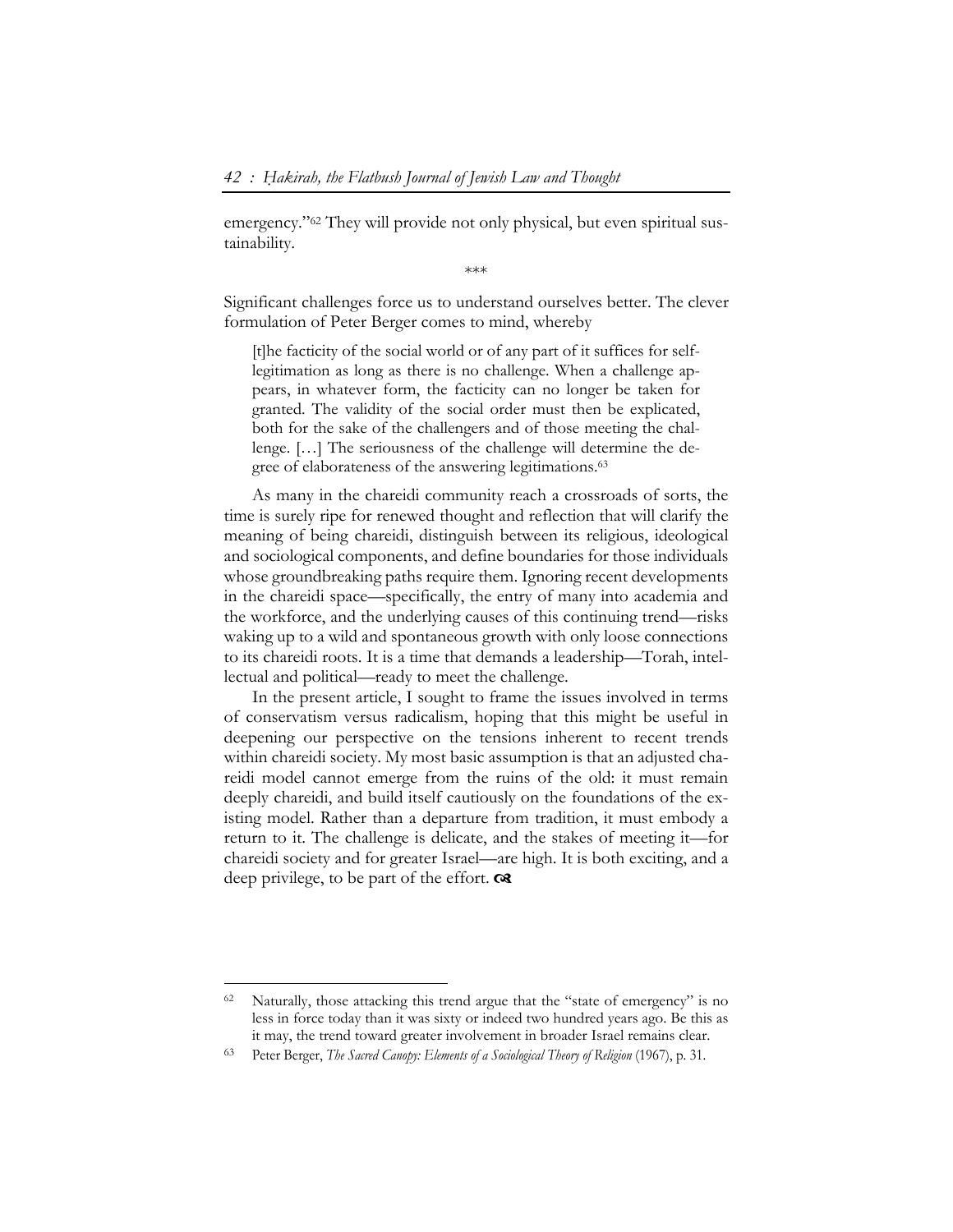emergency."[62] They will provide not only physical, but even spiritual sustainability.

\*\*\*

Significant challenges force us to understand ourselves better. The clever formulation of Peter Berger comes to mind, whereby

> [t]he facticity of the social world or of any part of it suffices for self-legitimation as long as there is no challenge. When a challenge appears, in whatever form, the facticity can no longer be taken for granted. The validity of the social order must then be explicated, both for the sake of the challengers and of those meeting the challenge. […] The seriousness of the challenge will determine the degree of elaborateness of the answering legitimations.[63]

As many in the chareidi community reach a crossroads of sorts, the time is surely ripe for renewed thought and reflection that will clarify the meaning of being chareidi, distinguish between its religious, ideological and sociological components, and define boundaries for those individuals whose groundbreaking paths require them. Ignoring recent developments in the chareidi space—specifically, the entry of many into academia and the workforce, and the underlying causes of this continuing trend—risks waking up to a wild and spontaneous growth with only loose connections to its chareidi roots. It is a time that demands a leadership—Torah, intellectual and political—ready to meet the challenge.

In the present article, I sought to frame the issues involved in terms of conservatism versus radicalism, hoping that this might be useful in deepening our perspective on the tensions inherent to recent trends within chareidi society. My most basic assumption is that an adjusted chareidi model cannot emerge from the ruins of the old: it must remain deeply chareidi, and build itself cautiously on the foundations of the existing model. Rather than a departure from tradition, it must embody a return to it. The challenge is delicate, and the stakes of meeting it—for chareidi society and for greater Israel—are high. It is both exciting, and a deep privilege, to be part of the effort. ☙

---

62 Naturally, those attacking this trend argue that the "state of emergency" is no less in force today than it was sixty or indeed two hundred years ago. Be this as it may, the trend toward greater involvement in broader Israel remains clear.

63 Peter Berger, *The Sacred Canopy: Elements of a Sociological Theory of Religion* (1967), p. 31.